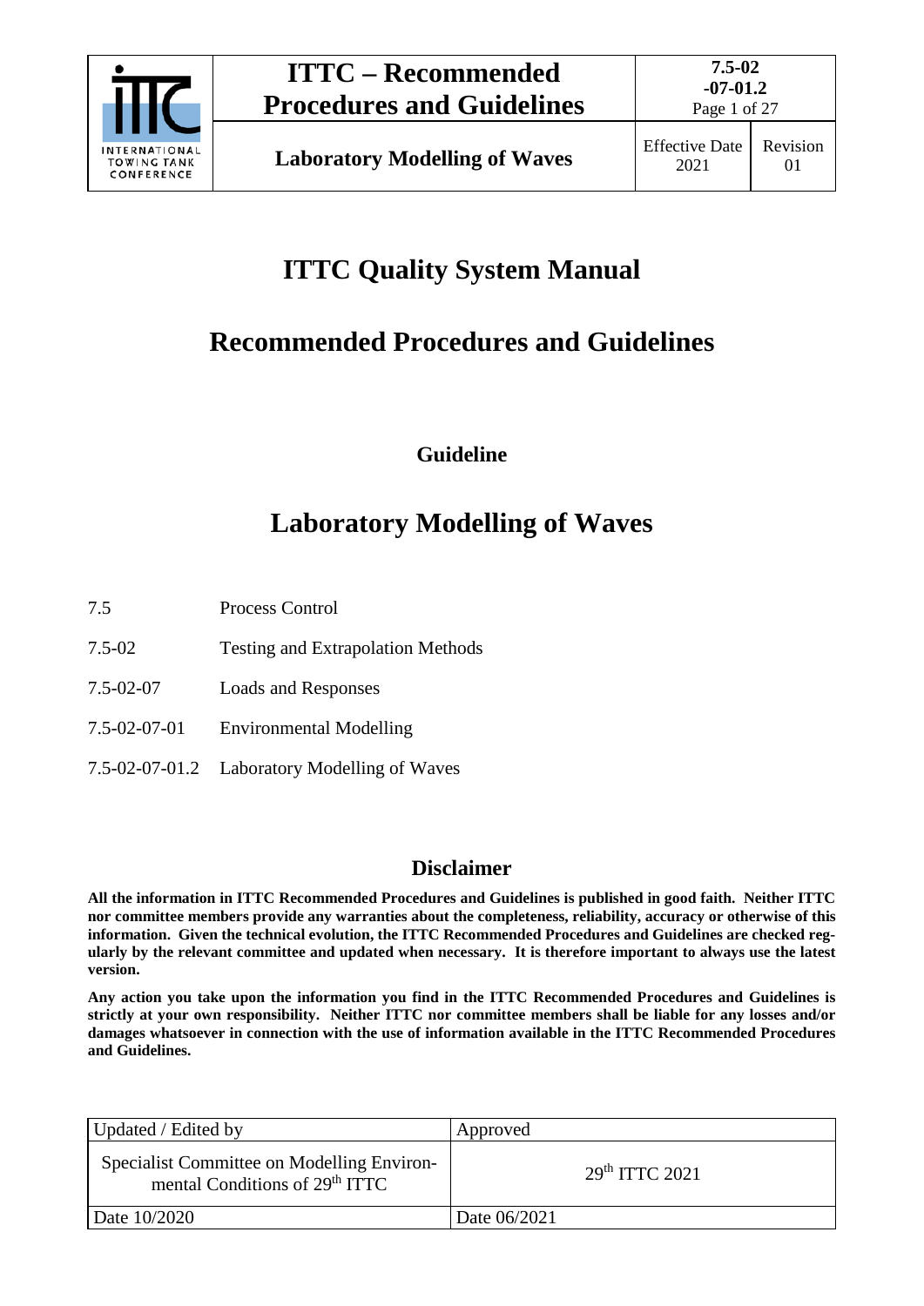# ITTC Quality System Manual

# Recommended Procedures and Guidelines

### Guideline

# Laboratory Modelling of Waves

| | |
|---|---|
| 7.5 | Process Control |
| 7.5-02 | Testing and Extrapolation Methods |
| 7.5-02-07 | Loads and Responses |
| 7.5-02-07-01 | Environmental Modelling |
| 7.5-02-07-01.2 | Laboratory Modelling of Waves |

## Disclaimer

**All the information in ITTC Recommended Procedures and Guidelines is published in good faith. Neither ITTC nor committee members provide any warranties about the completeness, reliability, accuracy or otherwise of this information. Given the technical evolution, the ITTC Recommended Procedures and Guidelines are checked regularly by the relevant committee and updated when necessary. It is therefore important to always use the latest version.**

**Any action you take upon the information you find in the ITTC Recommended Procedures and Guidelines is strictly at your own responsibility. Neither ITTC nor committee members shall be liable for any losses and/or damages whatsoever in connection with the use of information available in the ITTC Recommended Procedures and Guidelines.**

| Updated / Edited by | Approved |
|---|---|
| Specialist Committee on Modelling Environmental Conditions of 29th ITTC | 29th ITTC 2021 |
| Date 10/2020 | Date 06/2021 |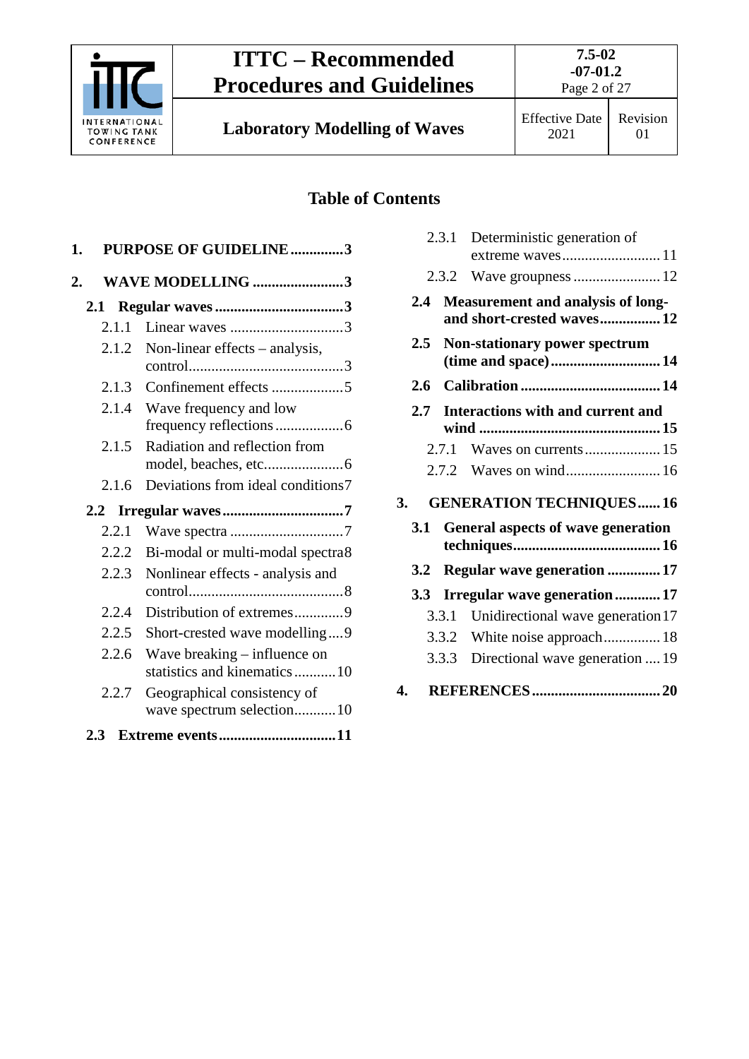## Table of Contents

1. **PURPOSE OF GUIDELINE** .............. 3
2. **WAVE MODELLING** ........................ 3
   - **2.1 Regular waves** .................................. 3
     - 2.1.1 Linear waves .............................. 3
     - 2.1.2 Non-linear effects – analysis, control ......................................... 3
     - 2.1.3 Confinement effects ................... 5
     - 2.1.4 Wave frequency and low frequency reflections .................. 6
     - 2.1.5 Radiation and reflection from model, beaches, etc. .................... 6
     - 2.1.6 Deviations from ideal conditions 7
   - **2.2 Irregular waves** ................................ 7
     - 2.2.1 Wave spectra .............................. 7
     - 2.2.2 Bi-modal or multi-modal spectra 8
     - 2.2.3 Nonlinear effects - analysis and control ......................................... 8
     - 2.2.4 Distribution of extremes ............. 9
     - 2.2.5 Short-crested wave modelling .... 9
     - 2.2.6 Wave breaking – influence on statistics and kinematics ........... 10
     - 2.2.7 Geographical consistency of wave spectrum selection ........... 10
   - **2.3 Extreme events** ............................... 11
     - 2.3.1 Deterministic generation of extreme waves .......................... 11
     - 2.3.2 Wave groupness ....................... 12
   - **2.4 Measurement and analysis of long- and short-crested waves** ................ 12
   - **2.5 Non-stationary power spectrum (time and space)** ............................. 14
   - **2.6 Calibration** ..................................... 14
   - **2.7 Interactions with and current and wind** ................................................ 15
     - 2.7.1 Waves on currents .................... 15
     - 2.7.2 Waves on wind ......................... 16
3. **GENERATION TECHNIQUES** ...... 16
   - **3.1 General aspects of wave generation techniques** ....................................... 16
   - **3.2 Regular wave generation** .............. 17
   - **3.3 Irregular wave generation** ............ 17
     - 3.3.1 Unidirectional wave generation 17
     - 3.3.2 White noise approach ............... 18
     - 3.3.3 Directional wave generation .... 19
4. **REFERENCES** .................................. 20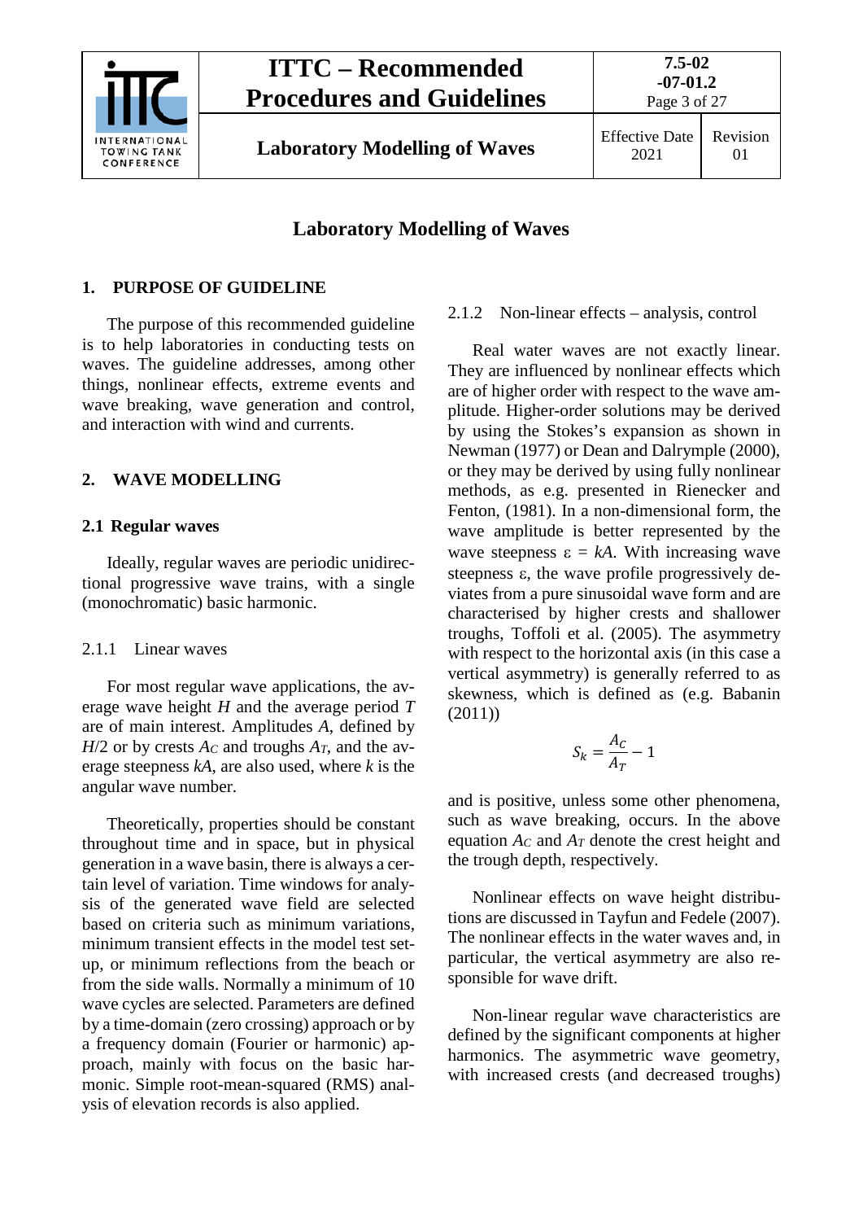# Laboratory Modelling of Waves

## 1. PURPOSE OF GUIDELINE

The purpose of this recommended guideline is to help laboratories in conducting tests on waves. The guideline addresses, among other things, nonlinear effects, extreme events and wave breaking, wave generation and control, and interaction with wind and currents.

## 2. WAVE MODELLING

### 2.1 Regular waves

Ideally, regular waves are periodic unidirectional progressive wave trains, with a single (monochromatic) basic harmonic.

#### 2.1.1 Linear waves

For most regular wave applications, the average wave height $H$ and the average period $T$ are of main interest. Amplitudes $A$, defined by $H/2$ or by crests $A_C$ and troughs $A_T$, and the average steepness $kA$, are also used, where $k$ is the angular wave number.

Theoretically, properties should be constant throughout time and in space, but in physical generation in a wave basin, there is always a certain level of variation. Time windows for analysis of the generated wave field are selected based on criteria such as minimum variations, minimum transient effects in the model test set-up, or minimum reflections from the beach or from the side walls. Normally a minimum of 10 wave cycles are selected. Parameters are defined by a time-domain (zero crossing) approach or by a frequency domain (Fourier or harmonic) approach, mainly with focus on the basic harmonic. Simple root-mean-squared (RMS) analysis of elevation records is also applied.

#### 2.1.2 Non-linear effects – analysis, control

Real water waves are not exactly linear. They are influenced by nonlinear effects which are of higher order with respect to the wave amplitude. Higher-order solutions may be derived by using the Stokes's expansion as shown in Newman (1977) or Dean and Dalrymple (2000), or they may be derived by using fully nonlinear methods, as e.g. presented in Rienecker and Fenton, (1981). In a non-dimensional form, the wave amplitude is better represented by the wave steepness $\varepsilon = kA$. With increasing wave steepness $\varepsilon$, the wave profile progressively deviates from a pure sinusoidal wave form and are characterised by higher crests and shallower troughs, Toffoli et al. (2005). The asymmetry with respect to the horizontal axis (in this case a vertical asymmetry) is generally referred to as skewness, which is defined as (e.g. Babanin (2011))

$$S_k = \frac{A_C}{A_T} - 1$$

and is positive, unless some other phenomena, such as wave breaking, occurs. In the above equation $A_C$ and $A_T$ denote the crest height and the trough depth, respectively.

Nonlinear effects on wave height distributions are discussed in Tayfun and Fedele (2007). The nonlinear effects in the water waves and, in particular, the vertical asymmetry are also responsible for wave drift.

Non-linear regular wave characteristics are defined by the significant components at higher harmonics. The asymmetric wave geometry, with increased crests (and decreased troughs)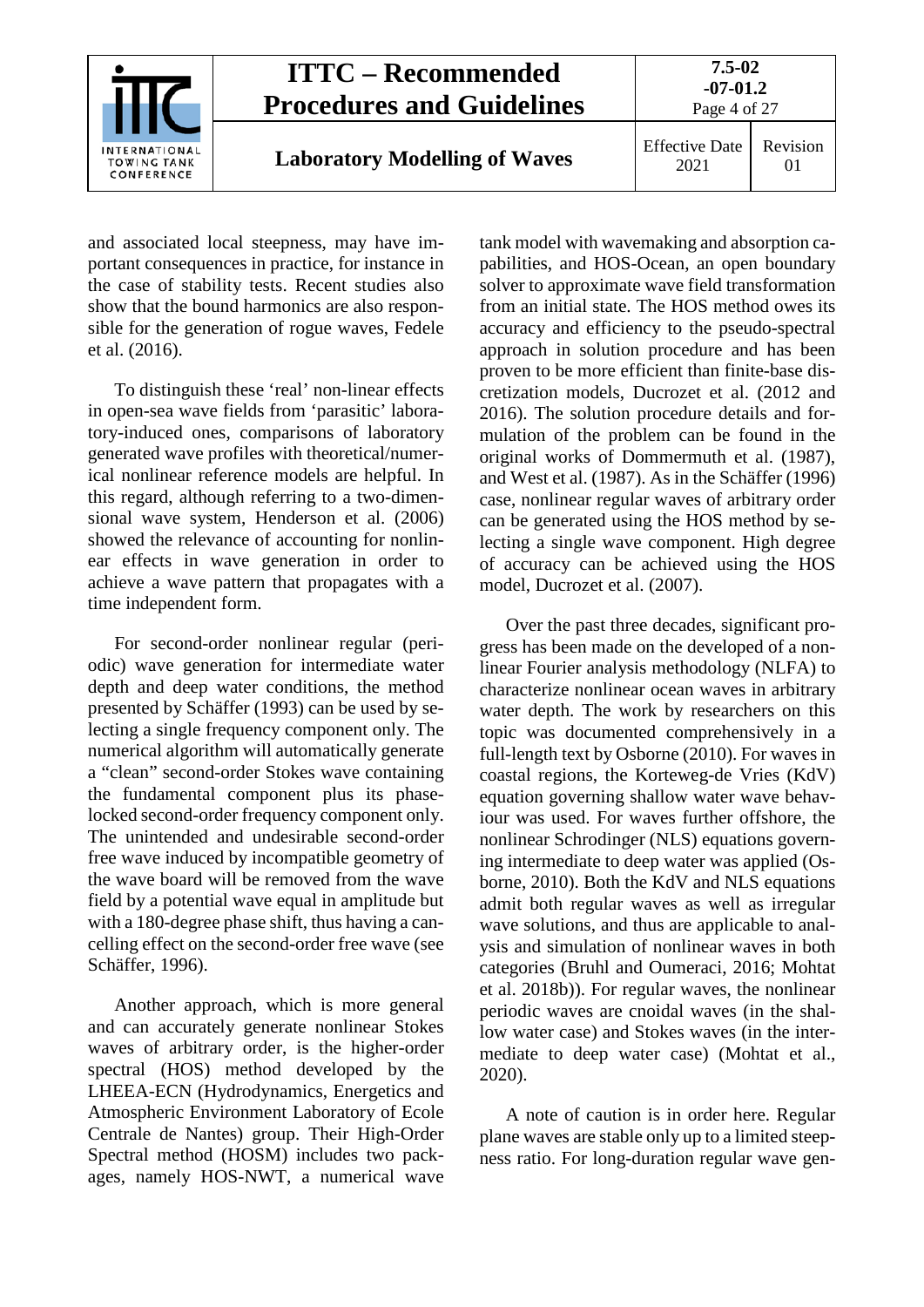and associated local steepness, may have important consequences in practice, for instance in the case of stability tests. Recent studies also show that the bound harmonics are also responsible for the generation of rogue waves, Fedele et al. (2016).

To distinguish these 'real' non-linear effects in open-sea wave fields from 'parasitic' laboratory-induced ones, comparisons of laboratory generated wave profiles with theoretical/numerical nonlinear reference models are helpful. In this regard, although referring to a two-dimensional wave system, Henderson et al. (2006) showed the relevance of accounting for nonlinear effects in wave generation in order to achieve a wave pattern that propagates with a time independent form.

For second-order nonlinear regular (periodic) wave generation for intermediate water depth and deep water conditions, the method presented by Schäffer (1993) can be used by selecting a single frequency component only. The numerical algorithm will automatically generate a "clean" second-order Stokes wave containing the fundamental component plus its phase-locked second-order frequency component only. The unintended and undesirable second-order free wave induced by incompatible geometry of the wave board will be removed from the wave field by a potential wave equal in amplitude but with a 180-degree phase shift, thus having a cancelling effect on the second-order free wave (see Schäffer, 1996).

Another approach, which is more general and can accurately generate nonlinear Stokes waves of arbitrary order, is the higher-order spectral (HOS) method developed by the LHEEA-ECN (Hydrodynamics, Energetics and Atmospheric Environment Laboratory of Ecole Centrale de Nantes) group. Their High-Order Spectral method (HOSM) includes two packages, namely HOS-NWT, a numerical wave tank model with wavemaking and absorption capabilities, and HOS-Ocean, an open boundary solver to approximate wave field transformation from an initial state. The HOS method owes its accuracy and efficiency to the pseudo-spectral approach in solution procedure and has been proven to be more efficient than finite-base discretization models, Ducrozet et al. (2012 and 2016). The solution procedure details and formulation of the problem can be found in the original works of Dommermuth et al. (1987), and West et al. (1987). As in the Schäffer (1996) case, nonlinear regular waves of arbitrary order can be generated using the HOS method by selecting a single wave component. High degree of accuracy can be achieved using the HOS model, Ducrozet et al. (2007).

Over the past three decades, significant progress has been made on the developed of a nonlinear Fourier analysis methodology (NLFA) to characterize nonlinear ocean waves in arbitrary water depth. The work by researchers on this topic was documented comprehensively in a full-length text by Osborne (2010). For waves in coastal regions, the Korteweg-de Vries (KdV) equation governing shallow water wave behaviour was used. For waves further offshore, the nonlinear Schrodinger (NLS) equations governing intermediate to deep water was applied (Osborne, 2010). Both the KdV and NLS equations admit both regular waves as well as irregular wave solutions, and thus are applicable to analysis and simulation of nonlinear waves in both categories (Bruhl and Oumeraci, 2016; Mohtat et al. 2018b)). For regular waves, the nonlinear periodic waves are cnoidal waves (in the shallow water case) and Stokes waves (in the intermediate to deep water case) (Mohtat et al., 2020).

A note of caution is in order here. Regular plane waves are stable only up to a limited steepness ratio. For long-duration regular wave gen-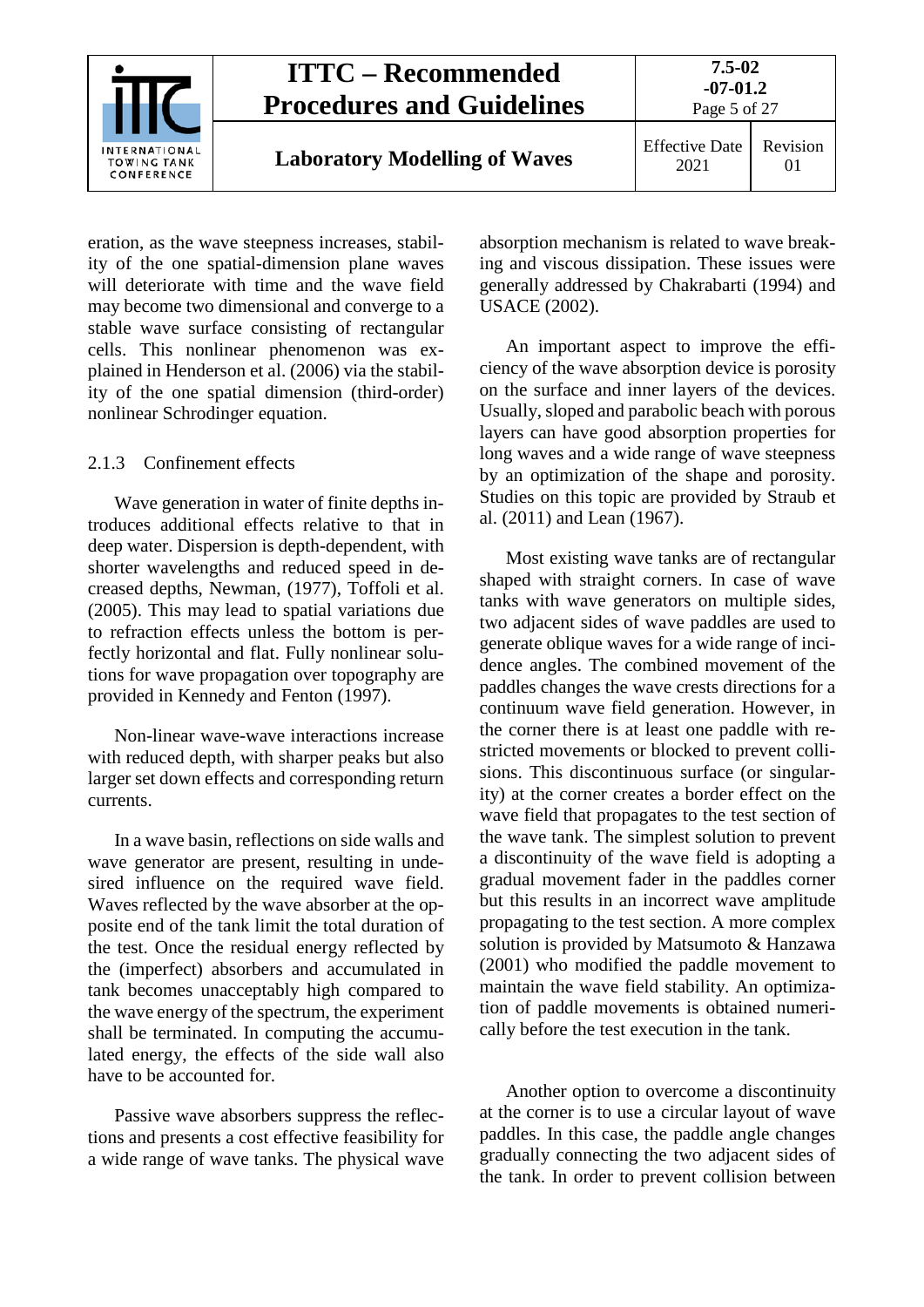eration, as the wave steepness increases, stability of the one spatial-dimension plane waves will deteriorate with time and the wave field may become two dimensional and converge to a stable wave surface consisting of rectangular cells. This nonlinear phenomenon was explained in Henderson et al. (2006) via the stability of the one spatial dimension (third-order) nonlinear Schrodinger equation.

### 2.1.3 Confinement effects

Wave generation in water of finite depths introduces additional effects relative to that in deep water. Dispersion is depth-dependent, with shorter wavelengths and reduced speed in decreased depths, Newman, (1977), Toffoli et al. (2005). This may lead to spatial variations due to refraction effects unless the bottom is perfectly horizontal and flat. Fully nonlinear solutions for wave propagation over topography are provided in Kennedy and Fenton (1997).

Non-linear wave-wave interactions increase with reduced depth, with sharper peaks but also larger set down effects and corresponding return currents.

In a wave basin, reflections on side walls and wave generator are present, resulting in undesired influence on the required wave field. Waves reflected by the wave absorber at the opposite end of the tank limit the total duration of the test. Once the residual energy reflected by the (imperfect) absorbers and accumulated in tank becomes unacceptably high compared to the wave energy of the spectrum, the experiment shall be terminated. In computing the accumulated energy, the effects of the side wall also have to be accounted for.

Passive wave absorbers suppress the reflections and presents a cost effective feasibility for a wide range of wave tanks. The physical wave absorption mechanism is related to wave breaking and viscous dissipation. These issues were generally addressed by Chakrabarti (1994) and USACE (2002).

An important aspect to improve the efficiency of the wave absorption device is porosity on the surface and inner layers of the devices. Usually, sloped and parabolic beach with porous layers can have good absorption properties for long waves and a wide range of wave steepness by an optimization of the shape and porosity. Studies on this topic are provided by Straub et al. (2011) and Lean (1967).

Most existing wave tanks are of rectangular shaped with straight corners. In case of wave tanks with wave generators on multiple sides, two adjacent sides of wave paddles are used to generate oblique waves for a wide range of incidence angles. The combined movement of the paddles changes the wave crests directions for a continuum wave field generation. However, in the corner there is at least one paddle with restricted movements or blocked to prevent collisions. This discontinuous surface (or singularity) at the corner creates a border effect on the wave field that propagates to the test section of the wave tank. The simplest solution to prevent a discontinuity of the wave field is adopting a gradual movement fader in the paddles corner but this results in an incorrect wave amplitude propagating to the test section. A more complex solution is provided by Matsumoto & Hanzawa (2001) who modified the paddle movement to maintain the wave field stability. An optimization of paddle movements is obtained numerically before the test execution in the tank.

Another option to overcome a discontinuity at the corner is to use a circular layout of wave paddles. In this case, the paddle angle changes gradually connecting the two adjacent sides of the tank. In order to prevent collision between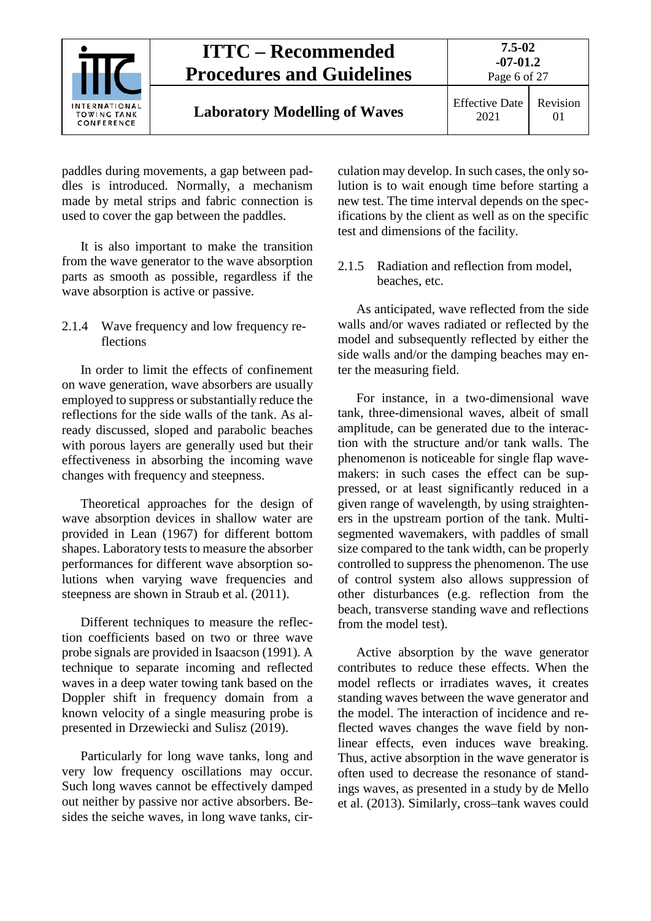paddles during movements, a gap between paddles is introduced. Normally, a mechanism made by metal strips and fabric connection is used to cover the gap between the paddles.

It is also important to make the transition from the wave generator to the wave absorption parts as smooth as possible, regardless if the wave absorption is active or passive.

### 2.1.4 Wave frequency and low frequency reflections

In order to limit the effects of confinement on wave generation, wave absorbers are usually employed to suppress or substantially reduce the reflections for the side walls of the tank. As already discussed, sloped and parabolic beaches with porous layers are generally used but their effectiveness in absorbing the incoming wave changes with frequency and steepness.

Theoretical approaches for the design of wave absorption devices in shallow water are provided in Lean (1967) for different bottom shapes. Laboratory tests to measure the absorber performances for different wave absorption solutions when varying wave frequencies and steepness are shown in Straub et al. (2011).

Different techniques to measure the reflection coefficients based on two or three wave probe signals are provided in Isaacson (1991). A technique to separate incoming and reflected waves in a deep water towing tank based on the Doppler shift in frequency domain from a known velocity of a single measuring probe is presented in Drzewiecki and Sulisz (2019).

Particularly for long wave tanks, long and very low frequency oscillations may occur. Such long waves cannot be effectively damped out neither by passive nor active absorbers. Besides the seiche waves, in long wave tanks, circulation may develop. In such cases, the only solution is to wait enough time before starting a new test. The time interval depends on the specifications by the client as well as on the specific test and dimensions of the facility.

### 2.1.5 Radiation and reflection from model, beaches, etc.

As anticipated, wave reflected from the side walls and/or waves radiated or reflected by the model and subsequently reflected by either the side walls and/or the damping beaches may enter the measuring field.

For instance, in a two-dimensional wave tank, three-dimensional waves, albeit of small amplitude, can be generated due to the interaction with the structure and/or tank walls. The phenomenon is noticeable for single flap wavemakers: in such cases the effect can be suppressed, or at least significantly reduced in a given range of wavelength, by using straighteners in the upstream portion of the tank. Multi-segmented wavemakers, with paddles of small size compared to the tank width, can be properly controlled to suppress the phenomenon. The use of control system also allows suppression of other disturbances (e.g. reflection from the beach, transverse standing wave and reflections from the model test).

Active absorption by the wave generator contributes to reduce these effects. When the model reflects or irradiates waves, it creates standing waves between the wave generator and the model. The interaction of incidence and reflected waves changes the wave field by nonlinear effects, even induces wave breaking. Thus, active absorption in the wave generator is often used to decrease the resonance of standings waves, as presented in a study by de Mello et al. (2013). Similarly, cross–tank waves could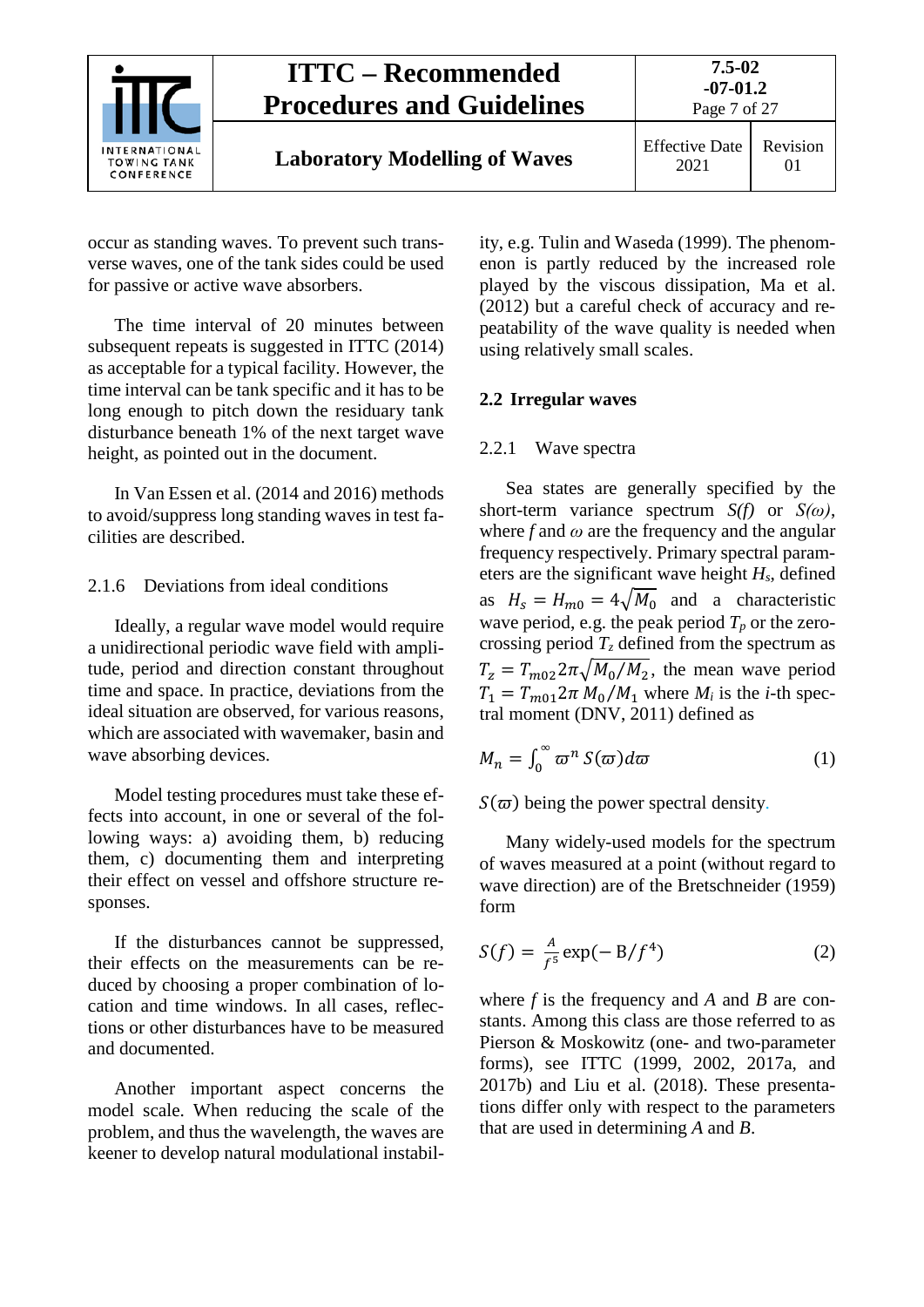occur as standing waves. To prevent such transverse waves, one of the tank sides could be used for passive or active wave absorbers.

The time interval of 20 minutes between subsequent repeats is suggested in ITTC (2014) as acceptable for a typical facility. However, the time interval can be tank specific and it has to be long enough to pitch down the residuary tank disturbance beneath 1% of the next target wave height, as pointed out in the document.

In Van Essen et al. (2014 and 2016) methods to avoid/suppress long standing waves in test facilities are described.

### 2.1.6 Deviations from ideal conditions

Ideally, a regular wave model would require a unidirectional periodic wave field with amplitude, period and direction constant throughout time and space. In practice, deviations from the ideal situation are observed, for various reasons, which are associated with wavemaker, basin and wave absorbing devices.

Model testing procedures must take these effects into account, in one or several of the following ways: a) avoiding them, b) reducing them, c) documenting them and interpreting their effect on vessel and offshore structure responses.

If the disturbances cannot be suppressed, their effects on the measurements can be reduced by choosing a proper combination of location and time windows. In all cases, reflections or other disturbances have to be measured and documented.

Another important aspect concerns the model scale. When reducing the scale of the problem, and thus the wavelength, the waves are keener to develop natural modulational instability, e.g. Tulin and Waseda (1999). The phenomenon is partly reduced by the increased role played by the viscous dissipation, Ma et al. (2012) but a careful check of accuracy and repeatability of the wave quality is needed when using relatively small scales.

## 2.2 Irregular waves

### 2.2.1 Wave spectra

Sea states are generally specified by the short-term variance spectrum *S(f)* or *S(ω)*, where *f* and *ω* are the frequency and the angular frequency respectively. Primary spectral parameters are the significant wave height $H_s$, defined as $H_s = H_{m0} = 4\sqrt{M_0}$ and a characteristic wave period, e.g. the peak period $T_p$ or the zero-crossing period $T_z$ defined from the spectrum as $T_z = T_{m02} 2\pi\sqrt{M_0/M_2}$, the mean wave period $T_1 = T_{m01} 2\pi\, M_0/M_1$ where $M_i$ is the *i*-th spectral moment (DNV, 2011) defined as

$$M_n = \int_0^\infty \varpi^n \, S(\varpi) d\varpi \tag{1}$$

$S(\varpi)$ being the power spectral density.

Many widely-used models for the spectrum of waves measured at a point (without regard to wave direction) are of the Bretschneider (1959) form

$$S(f) = \frac{A}{f^5}\exp(-\mathrm{B}/f^4) \tag{2}$$

where *f* is the frequency and *A* and *B* are constants. Among this class are those referred to as Pierson & Moskowitz (one- and two-parameter forms), see ITTC (1999, 2002, 2017a, and 2017b) and Liu et al. (2018). These presentations differ only with respect to the parameters that are used in determining *A* and *B*.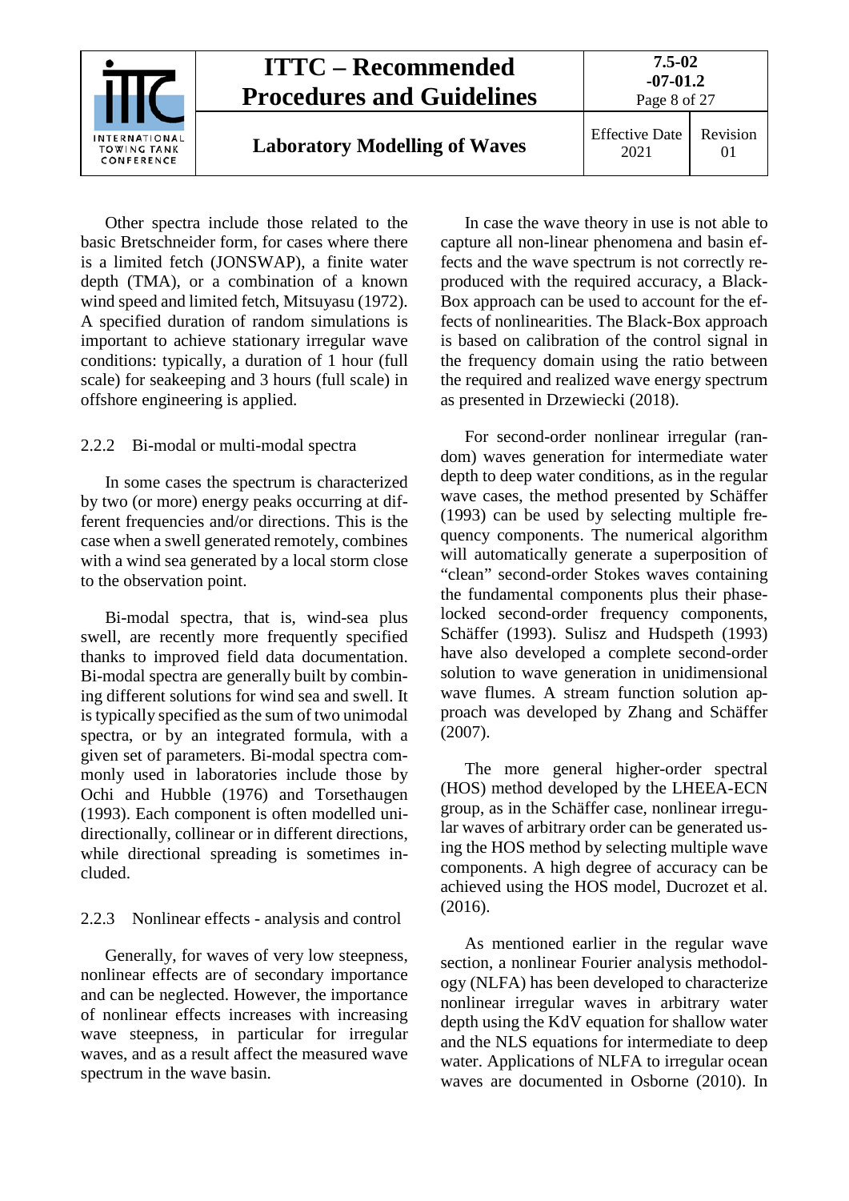Other spectra include those related to the basic Bretschneider form, for cases where there is a limited fetch (JONSWAP), a finite water depth (TMA), or a combination of a known wind speed and limited fetch, Mitsuyasu (1972). A specified duration of random simulations is important to achieve stationary irregular wave conditions: typically, a duration of 1 hour (full scale) for seakeeping and 3 hours (full scale) in offshore engineering is applied.

### 2.2.2 Bi-modal or multi-modal spectra

In some cases the spectrum is characterized by two (or more) energy peaks occurring at different frequencies and/or directions. This is the case when a swell generated remotely, combines with a wind sea generated by a local storm close to the observation point.

Bi-modal spectra, that is, wind-sea plus swell, are recently more frequently specified thanks to improved field data documentation. Bi-modal spectra are generally built by combining different solutions for wind sea and swell. It is typically specified as the sum of two unimodal spectra, or by an integrated formula, with a given set of parameters. Bi-modal spectra commonly used in laboratories include those by Ochi and Hubble (1976) and Torsethaugen (1993). Each component is often modelled unidirectionally, collinear or in different directions, while directional spreading is sometimes included.

### 2.2.3 Nonlinear effects - analysis and control

Generally, for waves of very low steepness, nonlinear effects are of secondary importance and can be neglected. However, the importance of nonlinear effects increases with increasing wave steepness, in particular for irregular waves, and as a result affect the measured wave spectrum in the wave basin.

In case the wave theory in use is not able to capture all non-linear phenomena and basin effects and the wave spectrum is not correctly reproduced with the required accuracy, a Black-Box approach can be used to account for the effects of nonlinearities. The Black-Box approach is based on calibration of the control signal in the frequency domain using the ratio between the required and realized wave energy spectrum as presented in Drzewiecki (2018).

For second-order nonlinear irregular (random) waves generation for intermediate water depth to deep water conditions, as in the regular wave cases, the method presented by Schäffer (1993) can be used by selecting multiple frequency components. The numerical algorithm will automatically generate a superposition of "clean" second-order Stokes waves containing the fundamental components plus their phase-locked second-order frequency components, Schäffer (1993). Sulisz and Hudspeth (1993) have also developed a complete second-order solution to wave generation in unidimensional wave flumes. A stream function solution approach was developed by Zhang and Schäffer (2007).

The more general higher-order spectral (HOS) method developed by the LHEEA-ECN group, as in the Schäffer case, nonlinear irregular waves of arbitrary order can be generated using the HOS method by selecting multiple wave components. A high degree of accuracy can be achieved using the HOS model, Ducrozet et al. (2016).

As mentioned earlier in the regular wave section, a nonlinear Fourier analysis methodology (NLFA) has been developed to characterize nonlinear irregular waves in arbitrary water depth using the KdV equation for shallow water and the NLS equations for intermediate to deep water. Applications of NLFA to irregular ocean waves are documented in Osborne (2010). In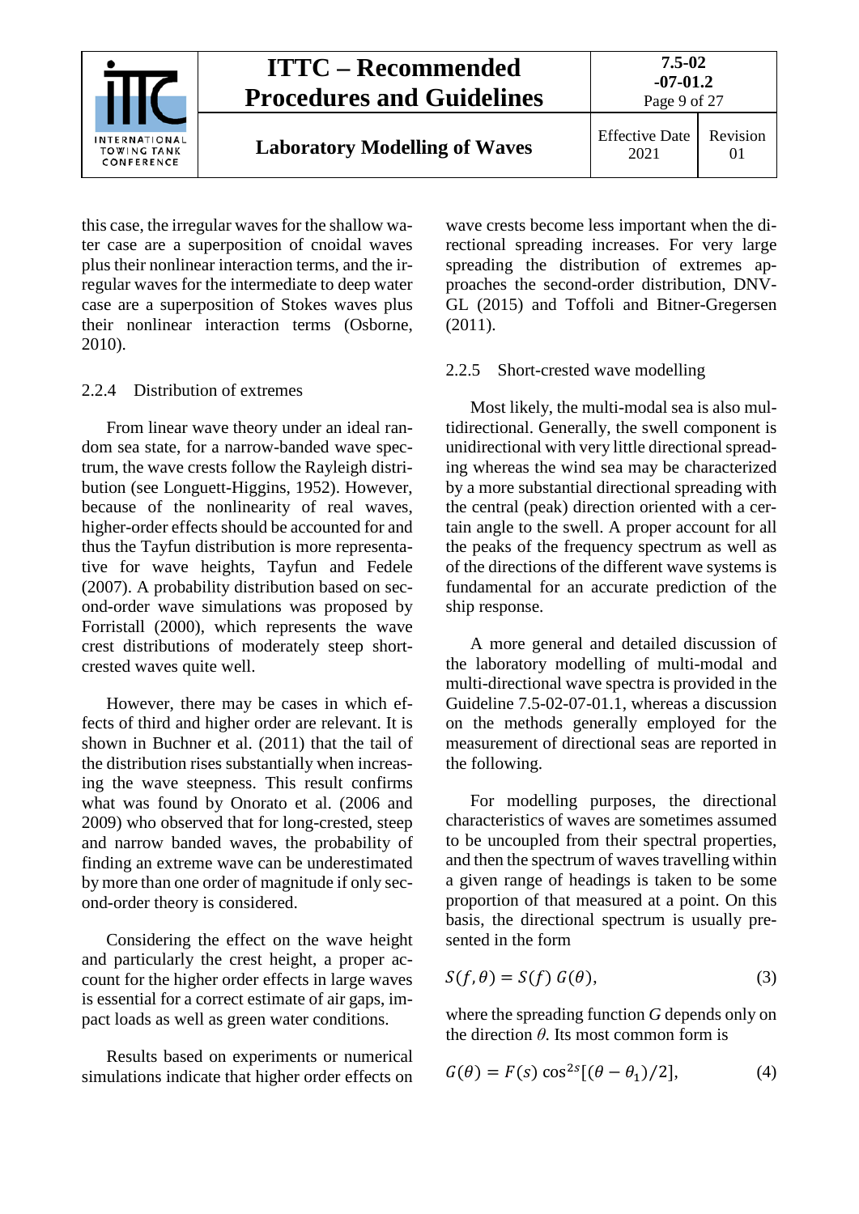this case, the irregular waves for the shallow water case are a superposition of cnoidal waves plus their nonlinear interaction terms, and the irregular waves for the intermediate to deep water case are a superposition of Stokes waves plus their nonlinear interaction terms (Osborne, 2010).

### 2.2.4 Distribution of extremes

From linear wave theory under an ideal random sea state, for a narrow-banded wave spectrum, the wave crests follow the Rayleigh distribution (see Longuett-Higgins, 1952). However, because of the nonlinearity of real waves, higher-order effects should be accounted for and thus the Tayfun distribution is more representative for wave heights, Tayfun and Fedele (2007). A probability distribution based on second-order wave simulations was proposed by Forristall (2000), which represents the wave crest distributions of moderately steep short-crested waves quite well.

However, there may be cases in which effects of third and higher order are relevant. It is shown in Buchner et al. (2011) that the tail of the distribution rises substantially when increasing the wave steepness. This result confirms what was found by Onorato et al. (2006 and 2009) who observed that for long-crested, steep and narrow banded waves, the probability of finding an extreme wave can be underestimated by more than one order of magnitude if only second-order theory is considered.

Considering the effect on the wave height and particularly the crest height, a proper account for the higher order effects in large waves is essential for a correct estimate of air gaps, impact loads as well as green water conditions.

Results based on experiments or numerical simulations indicate that higher order effects on wave crests become less important when the directional spreading increases. For very large spreading the distribution of extremes approaches the second-order distribution, DNV-GL (2015) and Toffoli and Bitner-Gregersen (2011).

### 2.2.5 Short-crested wave modelling

Most likely, the multi-modal sea is also multidirectional. Generally, the swell component is unidirectional with very little directional spreading whereas the wind sea may be characterized by a more substantial directional spreading with the central (peak) direction oriented with a certain angle to the swell. A proper account for all the peaks of the frequency spectrum as well as of the directions of the different wave systems is fundamental for an accurate prediction of the ship response.

A more general and detailed discussion of the laboratory modelling of multi-modal and multi-directional wave spectra is provided in the Guideline 7.5-02-07-01.1, whereas a discussion on the methods generally employed for the measurement of directional seas are reported in the following.

For modelling purposes, the directional characteristics of waves are sometimes assumed to be uncoupled from their spectral properties, and then the spectrum of waves travelling within a given range of headings is taken to be some proportion of that measured at a point. On this basis, the directional spectrum is usually presented in the form

$$S(f,\theta) = S(f)\, G(\theta), \tag{3}$$

where the spreading function $G$ depends only on the direction $\theta$. Its most common form is

$$G(\theta) = F(s)\, \cos^{2s}[(\theta - \theta_1)/2], \tag{4}$$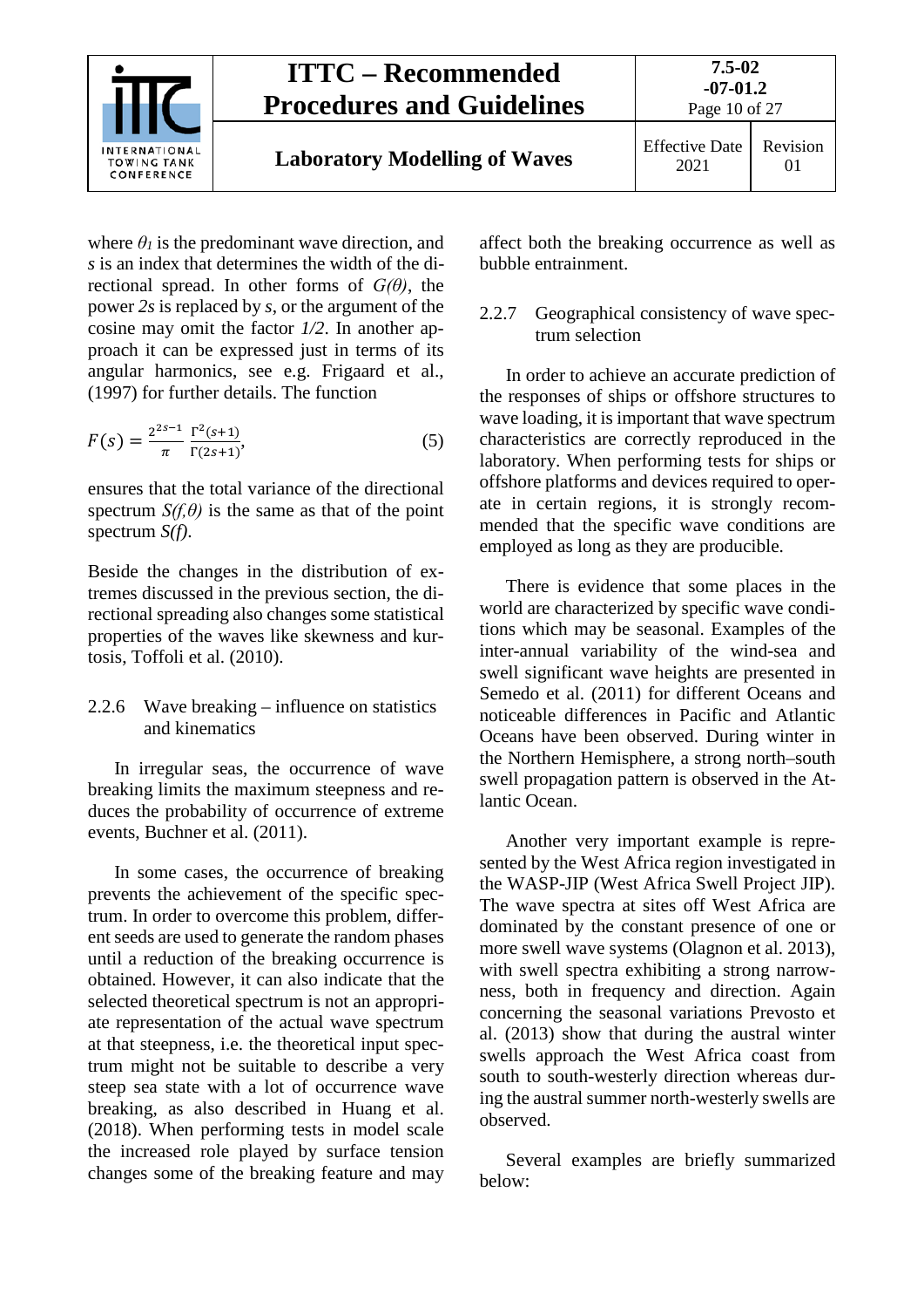where $\theta_1$ is the predominant wave direction, and $s$ is an index that determines the width of the directional spread. In other forms of $G(\theta)$, the power $2s$ is replaced by $s$, or the argument of the cosine may omit the factor $1/2$. In another approach it can be expressed just in terms of its angular harmonics, see e.g. Frigaard et al., (1997) for further details. The function

$$F(s) = \frac{2^{2s-1}}{\pi} \frac{\Gamma^2(s+1)}{\Gamma(2s+1)}, \tag{5}$$

ensures that the total variance of the directional spectrum $S(f,\theta)$ is the same as that of the point spectrum $S(f)$.

Beside the changes in the distribution of extremes discussed in the previous section, the directional spreading also changes some statistical properties of the waves like skewness and kurtosis, Toffoli et al. (2010).

### 2.2.6 Wave breaking – influence on statistics and kinematics

In irregular seas, the occurrence of wave breaking limits the maximum steepness and reduces the probability of occurrence of extreme events, Buchner et al. (2011).

In some cases, the occurrence of breaking prevents the achievement of the specific spectrum. In order to overcome this problem, different seeds are used to generate the random phases until a reduction of the breaking occurrence is obtained. However, it can also indicate that the selected theoretical spectrum is not an appropriate representation of the actual wave spectrum at that steepness, i.e. the theoretical input spectrum might not be suitable to describe a very steep sea state with a lot of occurrence wave breaking, as also described in Huang et al. (2018). When performing tests in model scale the increased role played by surface tension changes some of the breaking feature and may affect both the breaking occurrence as well as bubble entrainment.

### 2.2.7 Geographical consistency of wave spectrum selection

In order to achieve an accurate prediction of the responses of ships or offshore structures to wave loading, it is important that wave spectrum characteristics are correctly reproduced in the laboratory. When performing tests for ships or offshore platforms and devices required to operate in certain regions, it is strongly recommended that the specific wave conditions are employed as long as they are producible.

There is evidence that some places in the world are characterized by specific wave conditions which may be seasonal. Examples of the inter-annual variability of the wind-sea and swell significant wave heights are presented in Semedo et al. (2011) for different Oceans and noticeable differences in Pacific and Atlantic Oceans have been observed. During winter in the Northern Hemisphere, a strong north–south swell propagation pattern is observed in the Atlantic Ocean.

Another very important example is represented by the West Africa region investigated in the WASP-JIP (West Africa Swell Project JIP). The wave spectra at sites off West Africa are dominated by the constant presence of one or more swell wave systems (Olagnon et al. 2013), with swell spectra exhibiting a strong narrowness, both in frequency and direction. Again concerning the seasonal variations Prevosto et al. (2013) show that during the austral winter swells approach the West Africa coast from south to south-westerly direction whereas during the austral summer north-westerly swells are observed.

Several examples are briefly summarized below: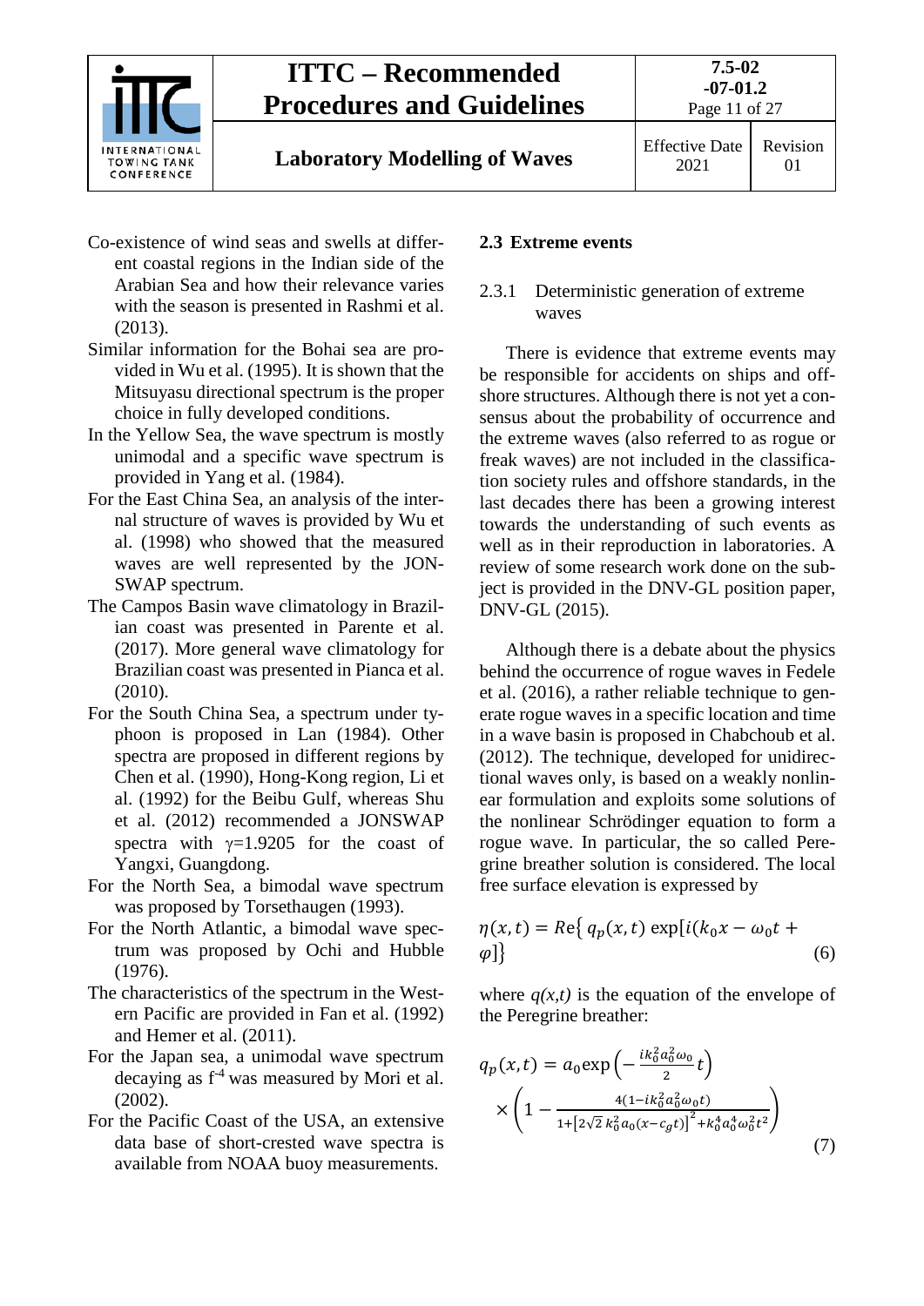Co-existence of wind seas and swells at different coastal regions in the Indian side of the Arabian Sea and how their relevance varies with the season is presented in Rashmi et al. (2013).

Similar information for the Bohai sea are provided in Wu et al. (1995). It is shown that the Mitsuyasu directional spectrum is the proper choice in fully developed conditions.

In the Yellow Sea, the wave spectrum is mostly unimodal and a specific wave spectrum is provided in Yang et al. (1984).

For the East China Sea, an analysis of the internal structure of waves is provided by Wu et al. (1998) who showed that the measured waves are well represented by the JONSWAP spectrum.

The Campos Basin wave climatology in Brazilian coast was presented in Parente et al. (2017). More general wave climatology for Brazilian coast was presented in Pianca et al. (2010).

For the South China Sea, a spectrum under typhoon is proposed in Lan (1984). Other spectra are proposed in different regions by Chen et al. (1990), Hong-Kong region, Li et al. (1992) for the Beibu Gulf, whereas Shu et al. (2012) recommended a JONSWAP spectra with $\gamma$=1.9205 for the coast of Yangxi, Guangdong.

For the North Sea, a bimodal wave spectrum was proposed by Torsethaugen (1993).

For the North Atlantic, a bimodal wave spectrum was proposed by Ochi and Hubble (1976).

The characteristics of the spectrum in the Western Pacific are provided in Fan et al. (1992) and Hemer et al. (2011).

For the Japan sea, a unimodal wave spectrum decaying as $f^{-4}$ was measured by Mori et al. (2002).

For the Pacific Coast of the USA, an extensive data base of short-crested wave spectra is available from NOAA buoy measurements.

## 2.3 Extreme events

### 2.3.1 Deterministic generation of extreme waves

There is evidence that extreme events may be responsible for accidents on ships and offshore structures. Although there is not yet a consensus about the probability of occurrence and the extreme waves (also referred to as rogue or freak waves) are not included in the classification society rules and offshore standards, in the last decades there has been a growing interest towards the understanding of such events as well as in their reproduction in laboratories. A review of some research work done on the subject is provided in the DNV-GL position paper, DNV-GL (2015).

Although there is a debate about the physics behind the occurrence of rogue waves in Fedele et al. (2016), a rather reliable technique to generate rogue waves in a specific location and time in a wave basin is proposed in Chabchoub et al. (2012). The technique, developed for unidirectional waves only, is based on a weakly nonlinear formulation and exploits some solutions of the nonlinear Schrödinger equation to form a rogue wave. In particular, the so called Peregrine breather solution is considered. The local free surface elevation is expressed by

$$\eta(x,t) = Re\left\{ q_p(x,t) \exp[i(k_0 x - \omega_0 t + \varphi]\right\} \tag{6}$$

where $q(x,t)$ is the equation of the envelope of the Peregrine breather:

$$q_p(x,t) = a_0 \exp\left(-\frac{i k_0^2 a_0^2 \omega_0}{2} t\right) \times \left(1 - \frac{4(1 - i k_0^2 a_0^2 \omega_0 t)}{1 + \left[2\sqrt{2}\, k_0^2 a_0 (x - c_g t)\right]^2 + k_0^4 a_0^4 \omega_0^2 t^2}\right) \tag{7}$$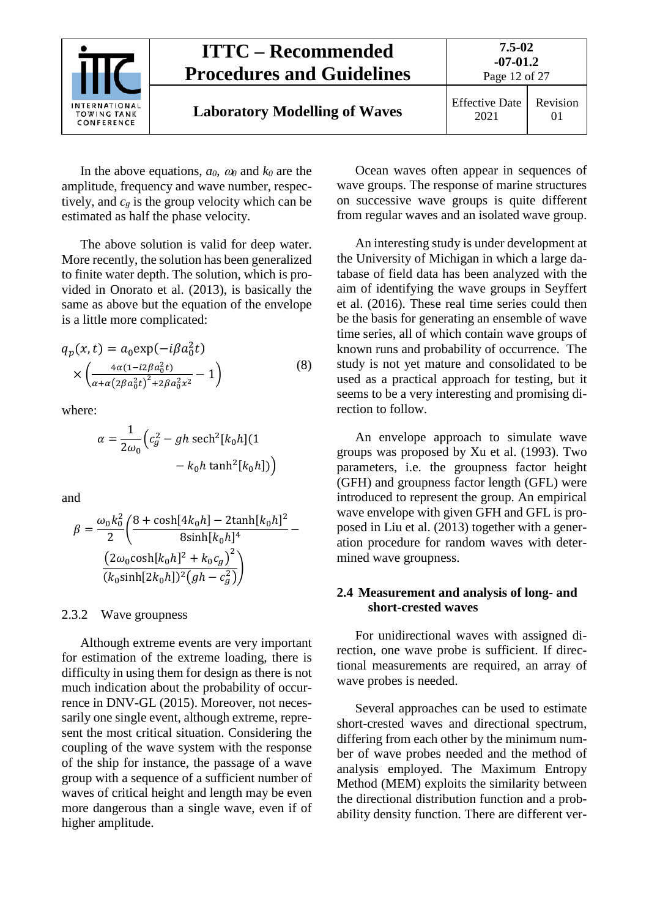In the above equations, $a_0$, $\omega_0$ and $k_0$ are the amplitude, frequency and wave number, respectively, and $c_g$ is the group velocity which can be estimated as half the phase velocity.

The above solution is valid for deep water. More recently, the solution has been generalized to finite water depth. The solution, which is provided in Onorato et al. (2013), is basically the same as above but the equation of the envelope is a little more complicated:

$$q_p(x,t) = a_0 \exp(-i\beta a_0^2 t) \times \left( \frac{4\alpha(1 - i2\beta a_0^2 t)}{\alpha + \alpha(2\beta a_0^2 t)^2 + 2\beta a_0^2 x^2} - 1 \right) \tag{8}$$

where:

$$\alpha = \frac{1}{2\omega_0}\left(c_g^2 - gh\,\mathrm{sech}^2[k_0 h](1 - k_0 h \tanh^2[k_0 h])\right)$$

and

$$\beta = \frac{\omega_0 k_0^2}{2}\left(\frac{8 + \cosh[4k_0 h] - 2\tanh[k_0 h]^2}{8\sinh[k_0 h]^4} - \frac{\left(2\omega_0 \cosh[k_0 h]^2 + k_0 c_g\right)^2}{(k_0 \sinh[2k_0 h])^2 (gh - c_g^2)}\right)$$

### 2.3.2 Wave groupness

Although extreme events are very important for estimation of the extreme loading, there is difficulty in using them for design as there is not much indication about the probability of occurrence in DNV-GL (2015). Moreover, not necessarily one single event, although extreme, represent the most critical situation. Considering the coupling of the wave system with the response of the ship for instance, the passage of a wave group with a sequence of a sufficient number of waves of critical height and length may be even more dangerous than a single wave, even if of higher amplitude.

Ocean waves often appear in sequences of wave groups. The response of marine structures on successive wave groups is quite different from regular waves and an isolated wave group.

An interesting study is under development at the University of Michigan in which a large database of field data has been analyzed with the aim of identifying the wave groups in Seyffert et al. (2016). These real time series could then be the basis for generating an ensemble of wave time series, all of which contain wave groups of known runs and probability of occurrence. The study is not yet mature and consolidated to be used as a practical approach for testing, but it seems to be a very interesting and promising direction to follow.

An envelope approach to simulate wave groups was proposed by Xu et al. (1993). Two parameters, i.e. the groupness factor height (GFH) and groupness factor length (GFL) were introduced to represent the group. An empirical wave envelope with given GFH and GFL is proposed in Liu et al. (2013) together with a generation procedure for random waves with determined wave groupness.

## 2.4 Measurement and analysis of long- and short-crested waves

For unidirectional waves with assigned direction, one wave probe is sufficient. If directional measurements are required, an array of wave probes is needed.

Several approaches can be used to estimate short-crested waves and directional spectrum, differing from each other by the minimum number of wave probes needed and the method of analysis employed. The Maximum Entropy Method (MEM) exploits the similarity between the directional distribution function and a probability density function. There are different ver-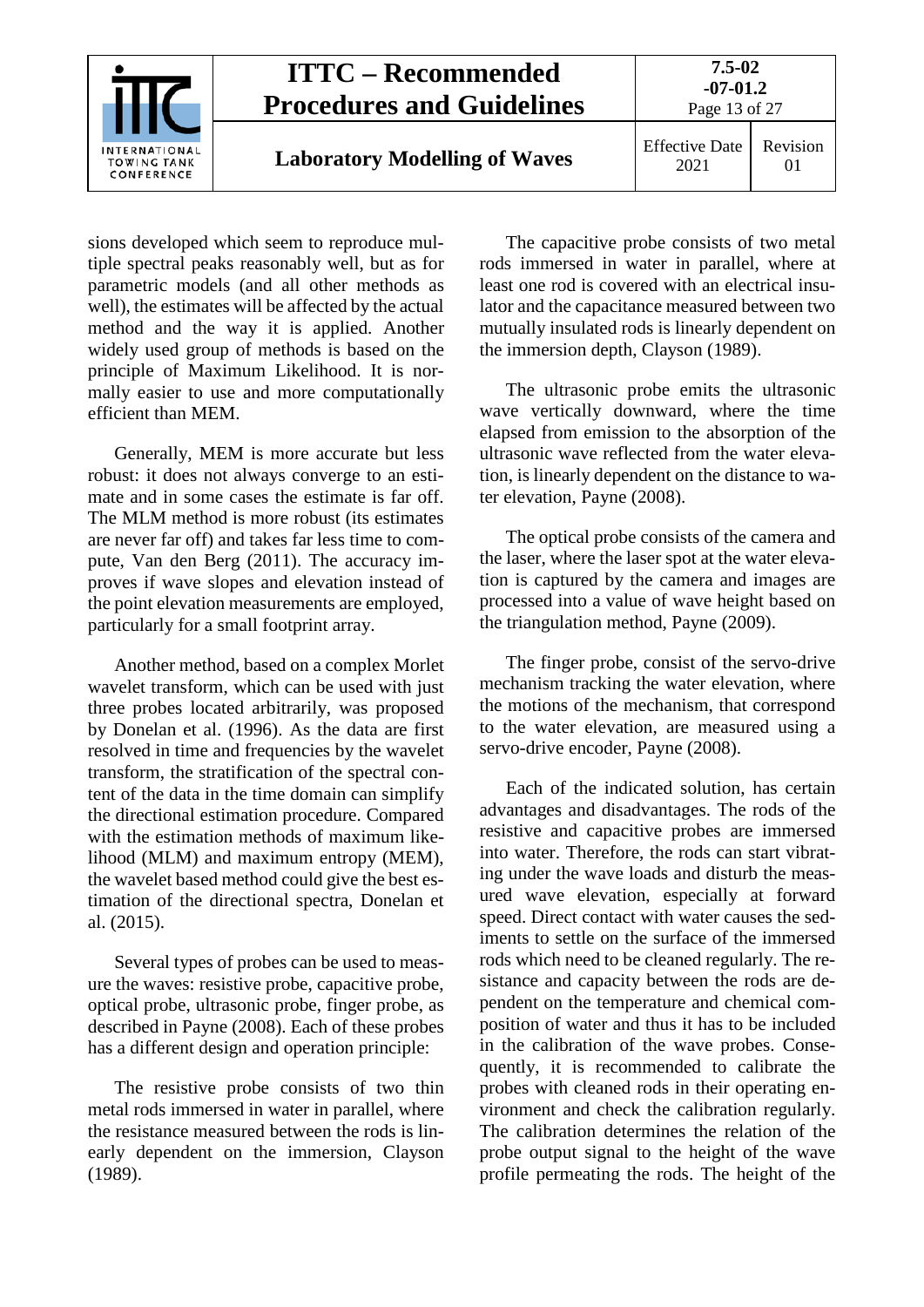sions developed which seem to reproduce multiple spectral peaks reasonably well, but as for parametric models (and all other methods as well), the estimates will be affected by the actual method and the way it is applied. Another widely used group of methods is based on the principle of Maximum Likelihood. It is normally easier to use and more computationally efficient than MEM.

Generally, MEM is more accurate but less robust: it does not always converge to an estimate and in some cases the estimate is far off. The MLM method is more robust (its estimates are never far off) and takes far less time to compute, Van den Berg (2011). The accuracy improves if wave slopes and elevation instead of the point elevation measurements are employed, particularly for a small footprint array.

Another method, based on a complex Morlet wavelet transform, which can be used with just three probes located arbitrarily, was proposed by Donelan et al. (1996). As the data are first resolved in time and frequencies by the wavelet transform, the stratification of the spectral content of the data in the time domain can simplify the directional estimation procedure. Compared with the estimation methods of maximum likelihood (MLM) and maximum entropy (MEM), the wavelet based method could give the best estimation of the directional spectra, Donelan et al. (2015).

Several types of probes can be used to measure the waves: resistive probe, capacitive probe, optical probe, ultrasonic probe, finger probe, as described in Payne (2008). Each of these probes has a different design and operation principle:

The resistive probe consists of two thin metal rods immersed in water in parallel, where the resistance measured between the rods is linearly dependent on the immersion, Clayson (1989).

The capacitive probe consists of two metal rods immersed in water in parallel, where at least one rod is covered with an electrical insulator and the capacitance measured between two mutually insulated rods is linearly dependent on the immersion depth, Clayson (1989).

The ultrasonic probe emits the ultrasonic wave vertically downward, where the time elapsed from emission to the absorption of the ultrasonic wave reflected from the water elevation, is linearly dependent on the distance to water elevation, Payne (2008).

The optical probe consists of the camera and the laser, where the laser spot at the water elevation is captured by the camera and images are processed into a value of wave height based on the triangulation method, Payne (2009).

The finger probe, consist of the servo-drive mechanism tracking the water elevation, where the motions of the mechanism, that correspond to the water elevation, are measured using a servo-drive encoder, Payne (2008).

Each of the indicated solution, has certain advantages and disadvantages. The rods of the resistive and capacitive probes are immersed into water. Therefore, the rods can start vibrating under the wave loads and disturb the measured wave elevation, especially at forward speed. Direct contact with water causes the sediments to settle on the surface of the immersed rods which need to be cleaned regularly. The resistance and capacity between the rods are dependent on the temperature and chemical composition of water and thus it has to be included in the calibration of the wave probes. Consequently, it is recommended to calibrate the probes with cleaned rods in their operating environment and check the calibration regularly. The calibration determines the relation of the probe output signal to the height of the wave profile permeating the rods. The height of the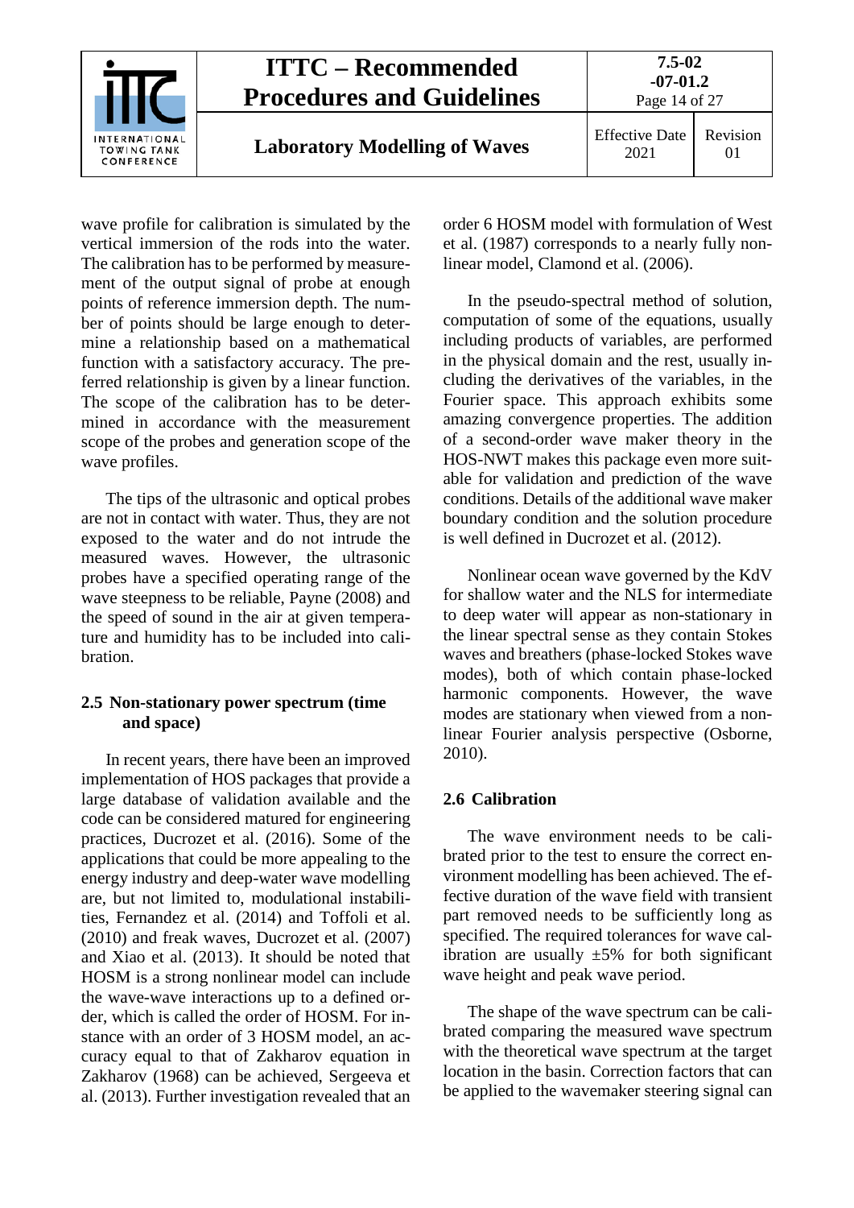wave profile for calibration is simulated by the vertical immersion of the rods into the water. The calibration has to be performed by measurement of the output signal of probe at enough points of reference immersion depth. The number of points should be large enough to determine a relationship based on a mathematical function with a satisfactory accuracy. The preferred relationship is given by a linear function. The scope of the calibration has to be determined in accordance with the measurement scope of the probes and generation scope of the wave profiles.

The tips of the ultrasonic and optical probes are not in contact with water. Thus, they are not exposed to the water and do not intrude the measured waves. However, the ultrasonic probes have a specified operating range of the wave steepness to be reliable, Payne (2008) and the speed of sound in the air at given temperature and humidity has to be included into calibration.

## 2.5 Non-stationary power spectrum (time and space)

In recent years, there have been an improved implementation of HOS packages that provide a large database of validation available and the code can be considered matured for engineering practices, Ducrozet et al. (2016). Some of the applications that could be more appealing to the energy industry and deep-water wave modelling are, but not limited to, modulational instabilities, Fernandez et al. (2014) and Toffoli et al. (2010) and freak waves, Ducrozet et al. (2007) and Xiao et al. (2013). It should be noted that HOSM is a strong nonlinear model can include the wave-wave interactions up to a defined order, which is called the order of HOSM. For instance with an order of 3 HOSM model, an accuracy equal to that of Zakharov equation in Zakharov (1968) can be achieved, Sergeeva et al. (2013). Further investigation revealed that an order 6 HOSM model with formulation of West et al. (1987) corresponds to a nearly fully nonlinear model, Clamond et al. (2006).

In the pseudo-spectral method of solution, computation of some of the equations, usually including products of variables, are performed in the physical domain and the rest, usually including the derivatives of the variables, in the Fourier space. This approach exhibits some amazing convergence properties. The addition of a second-order wave maker theory in the HOS-NWT makes this package even more suitable for validation and prediction of the wave conditions. Details of the additional wave maker boundary condition and the solution procedure is well defined in Ducrozet et al. (2012).

Nonlinear ocean wave governed by the KdV for shallow water and the NLS for intermediate to deep water will appear as non-stationary in the linear spectral sense as they contain Stokes waves and breathers (phase-locked Stokes wave modes), both of which contain phase-locked harmonic components. However, the wave modes are stationary when viewed from a nonlinear Fourier analysis perspective (Osborne, 2010).

## 2.6 Calibration

The wave environment needs to be calibrated prior to the test to ensure the correct environment modelling has been achieved. The effective duration of the wave field with transient part removed needs to be sufficiently long as specified. The required tolerances for wave calibration are usually ±5% for both significant wave height and peak wave period.

The shape of the wave spectrum can be calibrated comparing the measured wave spectrum with the theoretical wave spectrum at the target location in the basin. Correction factors that can be applied to the wavemaker steering signal can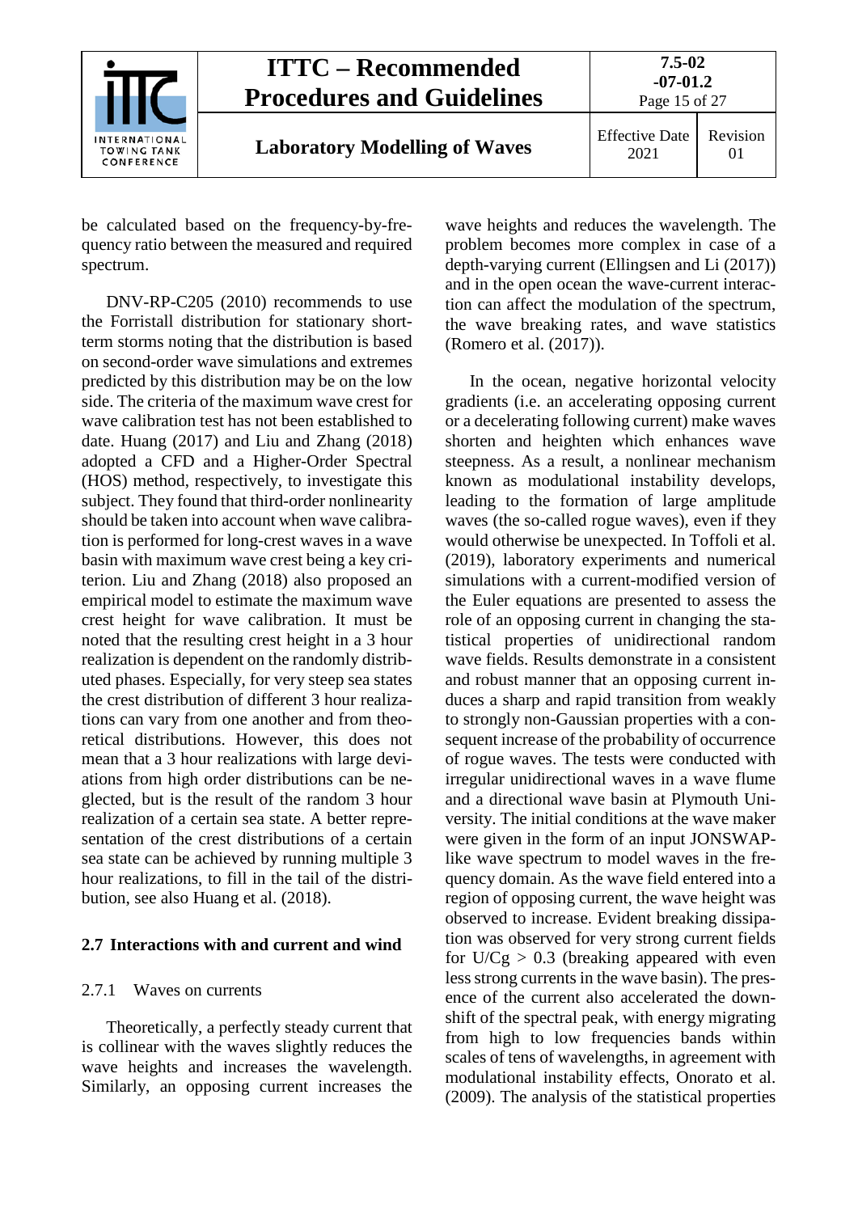be calculated based on the frequency-by-frequency ratio between the measured and required spectrum.

DNV-RP-C205 (2010) recommends to use the Forristall distribution for stationary short-term storms noting that the distribution is based on second-order wave simulations and extremes predicted by this distribution may be on the low side. The criteria of the maximum wave crest for wave calibration test has not been established to date. Huang (2017) and Liu and Zhang (2018) adopted a CFD and a Higher-Order Spectral (HOS) method, respectively, to investigate this subject. They found that third-order nonlinearity should be taken into account when wave calibration is performed for long-crest waves in a wave basin with maximum wave crest being a key criterion. Liu and Zhang (2018) also proposed an empirical model to estimate the maximum wave crest height for wave calibration. It must be noted that the resulting crest height in a 3 hour realization is dependent on the randomly distributed phases. Especially, for very steep sea states the crest distribution of different 3 hour realizations can vary from one another and from theoretical distributions. However, this does not mean that a 3 hour realizations with large deviations from high order distributions can be neglected, but is the result of the random 3 hour realization of a certain sea state. A better representation of the crest distributions of a certain sea state can be achieved by running multiple 3 hour realizations, to fill in the tail of the distribution, see also Huang et al. (2018).

## 2.7 Interactions with and current and wind

### 2.7.1 Waves on currents

Theoretically, a perfectly steady current that is collinear with the waves slightly reduces the wave heights and increases the wavelength. Similarly, an opposing current increases the wave heights and reduces the wavelength. The problem becomes more complex in case of a depth-varying current (Ellingsen and Li (2017)) and in the open ocean the wave-current interaction can affect the modulation of the spectrum, the wave breaking rates, and wave statistics (Romero et al. (2017)).

In the ocean, negative horizontal velocity gradients (i.e. an accelerating opposing current or a decelerating following current) make waves shorten and heighten which enhances wave steepness. As a result, a nonlinear mechanism known as modulational instability develops, leading to the formation of large amplitude waves (the so-called rogue waves), even if they would otherwise be unexpected. In Toffoli et al. (2019), laboratory experiments and numerical simulations with a current-modified version of the Euler equations are presented to assess the role of an opposing current in changing the statistical properties of unidirectional random wave fields. Results demonstrate in a consistent and robust manner that an opposing current induces a sharp and rapid transition from weakly to strongly non-Gaussian properties with a consequent increase of the probability of occurrence of rogue waves. The tests were conducted with irregular unidirectional waves in a wave flume and a directional wave basin at Plymouth University. The initial conditions at the wave maker were given in the form of an input JONSWAP-like wave spectrum to model waves in the frequency domain. As the wave field entered into a region of opposing current, the wave height was observed to increase. Evident breaking dissipation was observed for very strong current fields for $U/Cg > 0.3$ (breaking appeared with even less strong currents in the wave basin). The presence of the current also accelerated the downshift of the spectral peak, with energy migrating from high to low frequencies bands within scales of tens of wavelengths, in agreement with modulational instability effects, Onorato et al. (2009). The analysis of the statistical properties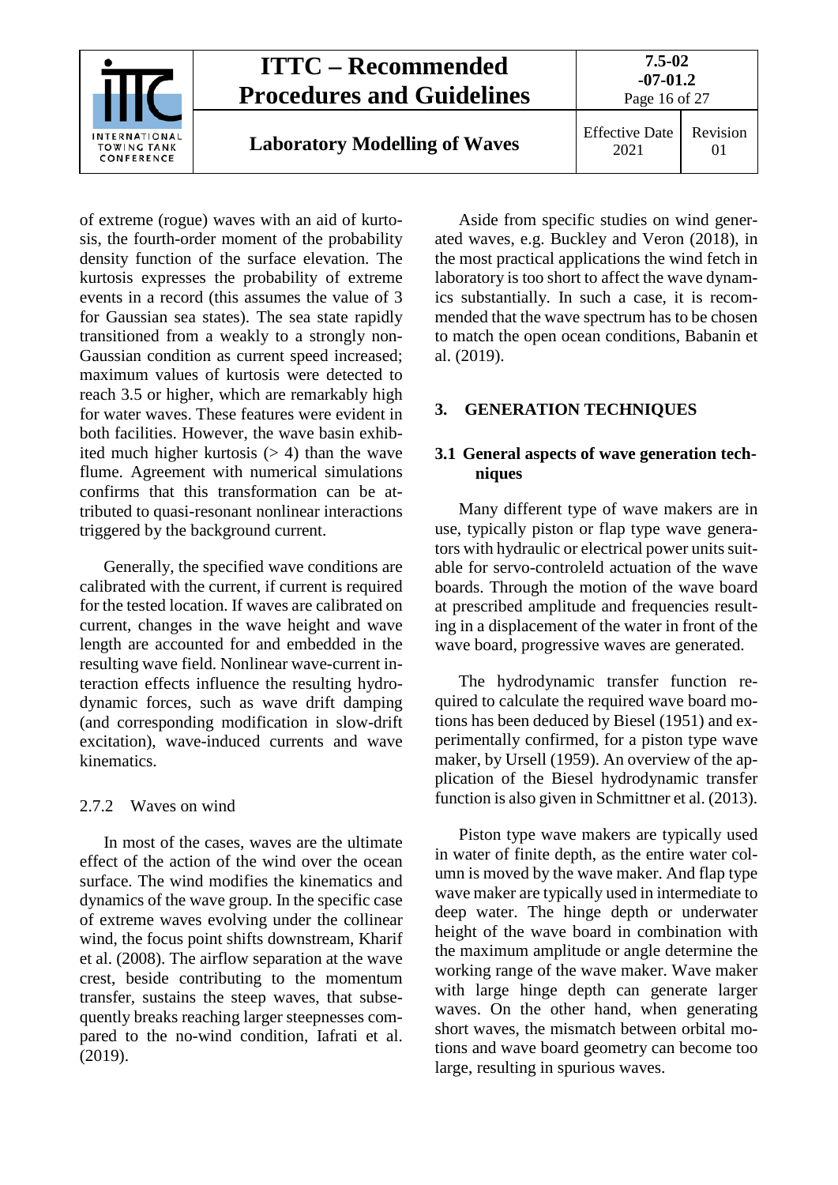of extreme (rogue) waves with an aid of kurtosis, the fourth-order moment of the probability density function of the surface elevation. The kurtosis expresses the probability of extreme events in a record (this assumes the value of 3 for Gaussian sea states). The sea state rapidly transitioned from a weakly to a strongly non-Gaussian condition as current speed increased; maximum values of kurtosis were detected to reach 3.5 or higher, which are remarkably high for water waves. These features were evident in both facilities. However, the wave basin exhibited much higher kurtosis (> 4) than the wave flume. Agreement with numerical simulations confirms that this transformation can be attributed to quasi-resonant nonlinear interactions triggered by the background current.

Generally, the specified wave conditions are calibrated with the current, if current is required for the tested location. If waves are calibrated on current, changes in the wave height and wave length are accounted for and embedded in the resulting wave field. Nonlinear wave-current interaction effects influence the resulting hydrodynamic forces, such as wave drift damping (and corresponding modification in slow-drift excitation), wave-induced currents and wave kinematics.

#### 2.7.2 Waves on wind

In most of the cases, waves are the ultimate effect of the action of the wind over the ocean surface. The wind modifies the kinematics and dynamics of the wave group. In the specific case of extreme waves evolving under the collinear wind, the focus point shifts downstream, Kharif et al. (2008). The airflow separation at the wave crest, beside contributing to the momentum transfer, sustains the steep waves, that subsequently breaks reaching larger steepnesses compared to the no-wind condition, Iafrati et al. (2019).

Aside from specific studies on wind generated waves, e.g. Buckley and Veron (2018), in the most practical applications the wind fetch in laboratory is too short to affect the wave dynamics substantially. In such a case, it is recommended that the wave spectrum has to be chosen to match the open ocean conditions, Babanin et al. (2019).

## 3. GENERATION TECHNIQUES

### 3.1 General aspects of wave generation techniques

Many different type of wave makers are in use, typically piston or flap type wave generators with hydraulic or electrical power units suitable for servo-controleld actuation of the wave boards. Through the motion of the wave board at prescribed amplitude and frequencies resulting in a displacement of the water in front of the wave board, progressive waves are generated.

The hydrodynamic transfer function required to calculate the required wave board motions has been deduced by Biesel (1951) and experimentally confirmed, for a piston type wave maker, by Ursell (1959). An overview of the application of the Biesel hydrodynamic transfer function is also given in Schmittner et al. (2013).

Piston type wave makers are typically used in water of finite depth, as the entire water column is moved by the wave maker. And flap type wave maker are typically used in intermediate to deep water. The hinge depth or underwater height of the wave board in combination with the maximum amplitude or angle determine the working range of the wave maker. Wave maker with large hinge depth can generate larger waves. On the other hand, when generating short waves, the mismatch between orbital motions and wave board geometry can become too large, resulting in spurious waves.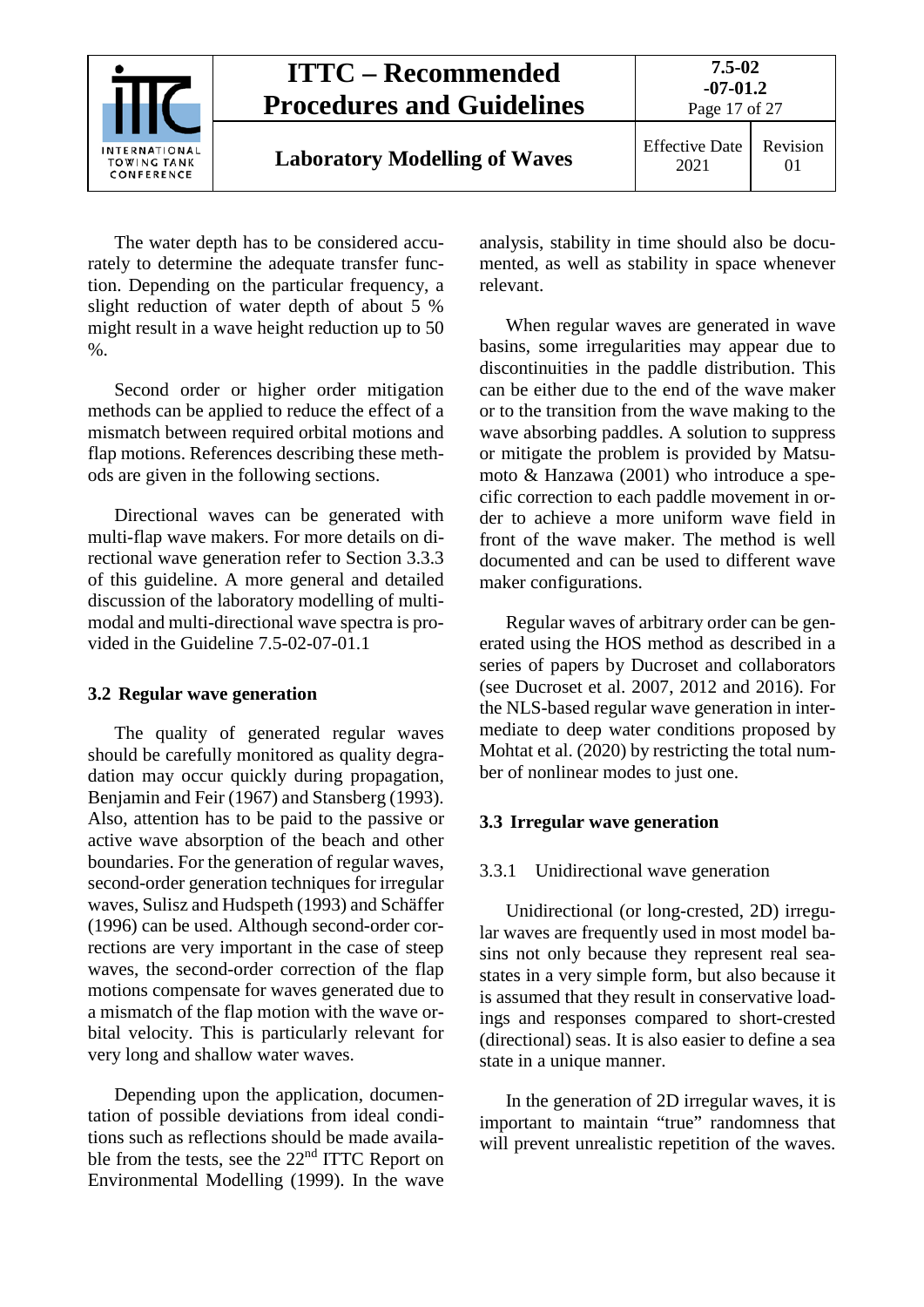The water depth has to be considered accurately to determine the adequate transfer function. Depending on the particular frequency, a slight reduction of water depth of about 5 % might result in a wave height reduction up to 50 %.

Second order or higher order mitigation methods can be applied to reduce the effect of a mismatch between required orbital motions and flap motions. References describing these methods are given in the following sections.

Directional waves can be generated with multi-flap wave makers. For more details on directional wave generation refer to Section 3.3.3 of this guideline. A more general and detailed discussion of the laboratory modelling of multi-modal and multi-directional wave spectra is provided in the Guideline 7.5-02-07-01.1

## 3.2 Regular wave generation

The quality of generated regular waves should be carefully monitored as quality degradation may occur quickly during propagation, Benjamin and Feir (1967) and Stansberg (1993). Also, attention has to be paid to the passive or active wave absorption of the beach and other boundaries. For the generation of regular waves, second-order generation techniques for irregular waves, Sulisz and Hudspeth (1993) and Schäffer (1996) can be used. Although second-order corrections are very important in the case of steep waves, the second-order correction of the flap motions compensate for waves generated due to a mismatch of the flap motion with the wave orbital velocity. This is particularly relevant for very long and shallow water waves.

Depending upon the application, documentation of possible deviations from ideal conditions such as reflections should be made available from the tests, see the 22nd ITTC Report on Environmental Modelling (1999). In the wave analysis, stability in time should also be documented, as well as stability in space whenever relevant.

When regular waves are generated in wave basins, some irregularities may appear due to discontinuities in the paddle distribution. This can be either due to the end of the wave maker or to the transition from the wave making to the wave absorbing paddles. A solution to suppress or mitigate the problem is provided by Matsumoto & Hanzawa (2001) who introduce a specific correction to each paddle movement in order to achieve a more uniform wave field in front of the wave maker. The method is well documented and can be used to different wave maker configurations.

Regular waves of arbitrary order can be generated using the HOS method as described in a series of papers by Ducroset and collaborators (see Ducroset et al. 2007, 2012 and 2016). For the NLS-based regular wave generation in intermediate to deep water conditions proposed by Mohtat et al. (2020) by restricting the total number of nonlinear modes to just one.

## 3.3 Irregular wave generation

### 3.3.1 Unidirectional wave generation

Unidirectional (or long-crested, 2D) irregular waves are frequently used in most model basins not only because they represent real seastates in a very simple form, but also because it is assumed that they result in conservative loadings and responses compared to short-crested (directional) seas. It is also easier to define a sea state in a unique manner.

In the generation of 2D irregular waves, it is important to maintain "true" randomness that will prevent unrealistic repetition of the waves.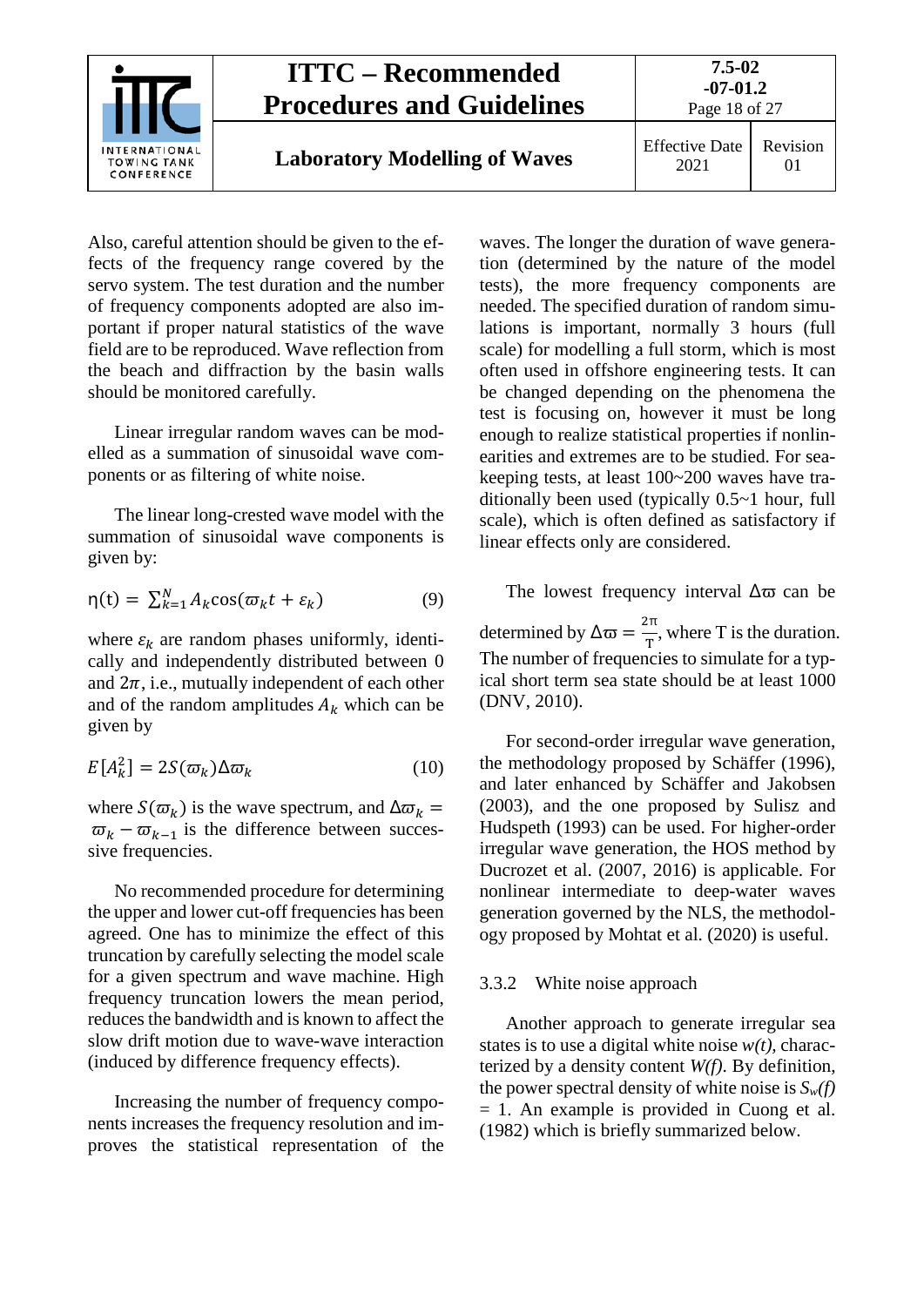Also, careful attention should be given to the effects of the frequency range covered by the servo system. The test duration and the number of frequency components adopted are also important if proper natural statistics of the wave field are to be reproduced. Wave reflection from the beach and diffraction by the basin walls should be monitored carefully.

Linear irregular random waves can be modelled as a summation of sinusoidal wave components or as filtering of white noise.

The linear long-crested wave model with the summation of sinusoidal wave components is given by:

$$\eta(t) = \sum_{k=1}^{N} A_k \cos(\varpi_k t + \varepsilon_k) \tag{9}$$

where $\varepsilon_k$ are random phases uniformly, identically and independently distributed between 0 and $2\pi$, i.e., mutually independent of each other and of the random amplitudes $A_k$ which can be given by

$$E[A_k^2] = 2S(\varpi_k)\Delta\varpi_k \tag{10}$$

where $S(\varpi_k)$ is the wave spectrum, and $\Delta\varpi_k = \varpi_k - \varpi_{k-1}$ is the difference between successive frequencies.

No recommended procedure for determining the upper and lower cut-off frequencies has been agreed. One has to minimize the effect of this truncation by carefully selecting the model scale for a given spectrum and wave machine. High frequency truncation lowers the mean period, reduces the bandwidth and is known to affect the slow drift motion due to wave-wave interaction (induced by difference frequency effects).

Increasing the number of frequency components increases the frequency resolution and improves the statistical representation of the waves. The longer the duration of wave generation (determined by the nature of the model tests), the more frequency components are needed. The specified duration of random simulations is important, normally 3 hours (full scale) for modelling a full storm, which is most often used in offshore engineering tests. It can be changed depending on the phenomena the test is focusing on, however it must be long enough to realize statistical properties if nonlinearities and extremes are to be studied. For seakeeping tests, at least 100~200 waves have traditionally been used (typically 0.5~1 hour, full scale), which is often defined as satisfactory if linear effects only are considered.

The lowest frequency interval $\Delta\varpi$ can be determined by $\Delta\varpi = \frac{2\pi}{T}$, where T is the duration. The number of frequencies to simulate for a typical short term sea state should be at least 1000 (DNV, 2010).

For second-order irregular wave generation, the methodology proposed by Schäffer (1996), and later enhanced by Schäffer and Jakobsen (2003), and the one proposed by Sulisz and Hudspeth (1993) can be used. For higher-order irregular wave generation, the HOS method by Ducrozet et al. (2007, 2016) is applicable. For nonlinear intermediate to deep-water waves generation governed by the NLS, the methodology proposed by Mohtat et al. (2020) is useful.

### 3.3.2 White noise approach

Another approach to generate irregular sea states is to use a digital white noise *w(t)*, characterized by a density content *W(f)*. By definition, the power spectral density of white noise is $S_w(f) = 1$. An example is provided in Cuong et al. (1982) which is briefly summarized below.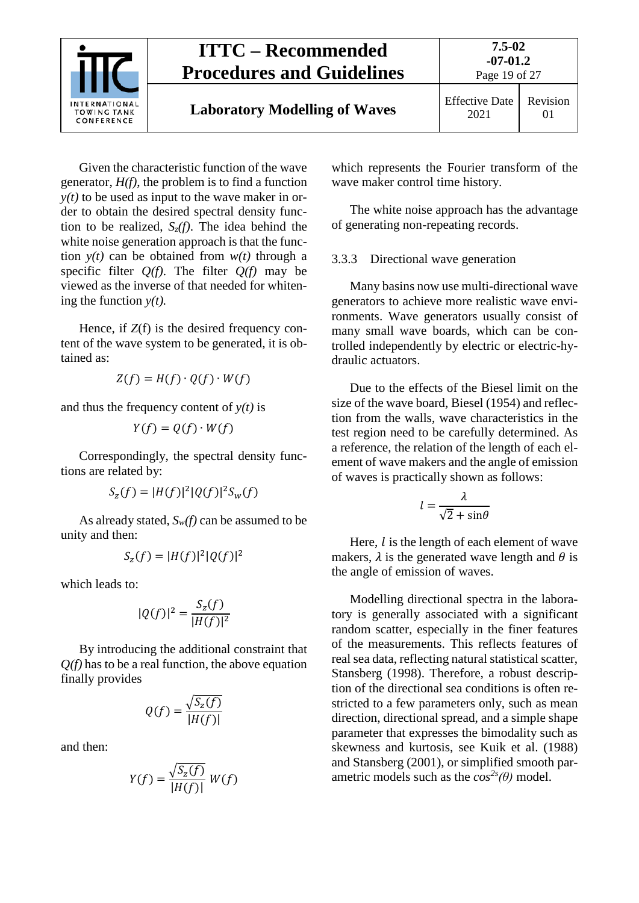Given the characteristic function of the wave generator, *H(f)*, the problem is to find a function *y(t)* to be used as input to the wave maker in order to obtain the desired spectral density function to be realized, $S_z(f)$. The idea behind the white noise generation approach is that the function *y(t)* can be obtained from *w(t)* through a specific filter *Q(f)*. The filter *Q(f)* may be viewed as the inverse of that needed for whitening the function *y(t).*

Hence, if *Z*(f) is the desired frequency content of the wave system to be generated, it is obtained as:

$$Z(f) = H(f) \cdot Q(f) \cdot W(f)$$

and thus the frequency content of *y(t)* is

$$Y(f) = Q(f) \cdot W(f)$$

Correspondingly, the spectral density functions are related by:

$$S_z(f) = |H(f)|^2 |Q(f)|^2 S_w(f)$$

As already stated, $S_w(f)$ can be assumed to be unity and then:

$$S_z(f) = |H(f)|^2 |Q(f)|^2$$

which leads to:

$$|Q(f)|^2 = \frac{S_z(f)}{|H(f)|^2}$$

By introducing the additional constraint that *Q(f)* has to be a real function, the above equation finally provides

$$Q(f) = \frac{\sqrt{S_z(f)}}{|H(f)|}$$

and then:

$$Y(f) = \frac{\sqrt{S_z(f)}}{|H(f)|} W(f)$$

which represents the Fourier transform of the wave maker control time history.

The white noise approach has the advantage of generating non-repeating records.

### 3.3.3 Directional wave generation

Many basins now use multi-directional wave generators to achieve more realistic wave environments. Wave generators usually consist of many small wave boards, which can be controlled independently by electric or electric-hydraulic actuators.

Due to the effects of the Biesel limit on the size of the wave board, Biesel (1954) and reflection from the walls, wave characteristics in the test region need to be carefully determined. As a reference, the relation of the length of each element of wave makers and the angle of emission of waves is practically shown as follows:

$$l = \frac{\lambda}{\sqrt{2} + \sin\theta}$$

Here, $l$ is the length of each element of wave makers, $\lambda$ is the generated wave length and $\theta$ is the angle of emission of waves.

Modelling directional spectra in the laboratory is generally associated with a significant random scatter, especially in the finer features of the measurements. This reflects features of real sea data, reflecting natural statistical scatter, Stansberg (1998). Therefore, a robust description of the directional sea conditions is often restricted to a few parameters only, such as mean direction, directional spread, and a simple shape parameter that expresses the bimodality such as skewness and kurtosis, see Kuik et al. (1988) and Stansberg (2001), or simplified smooth parametric models such as the $\cos^{2s}(\theta)$ model.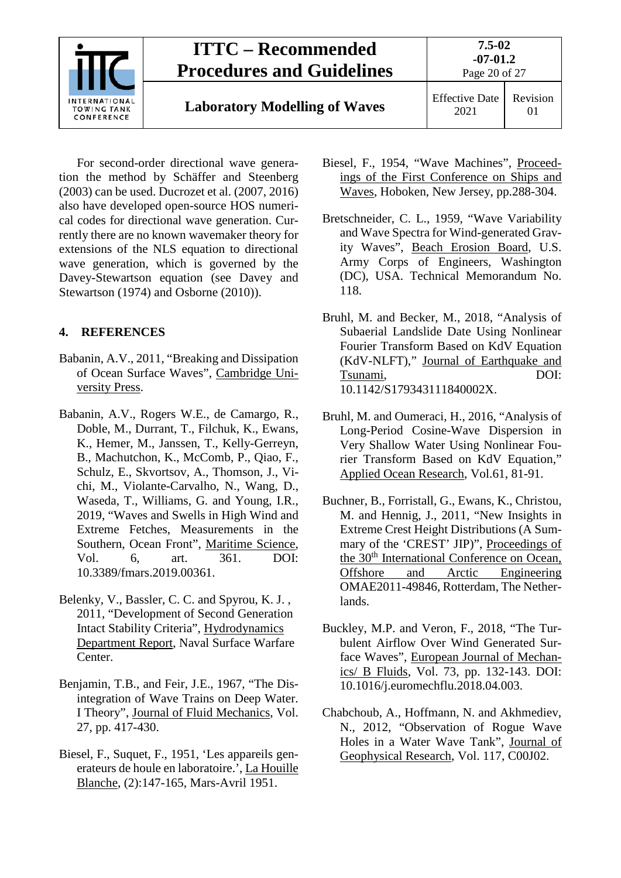For second-order directional wave generation the method by Schäffer and Steenberg (2003) can be used. Ducrozet et al. (2007, 2016) also have developed open-source HOS numerical codes for directional wave generation. Currently there are no known wavemaker theory for extensions of the NLS equation to directional wave generation, which is governed by the Davey-Stewartson equation (see Davey and Stewartson (1974) and Osborne (2010)).

## 4. REFERENCES

Babanin, A.V., 2011, "Breaking and Dissipation of Ocean Surface Waves", Cambridge University Press.

Babanin, A.V., Rogers W.E., de Camargo, R., Doble, M., Durrant, T., Filchuk, K., Ewans, K., Hemer, M., Janssen, T., Kelly-Gerreyn, B., Machutchon, K., McComb, P., Qiao, F., Schulz, E., Skvortsov, A., Thomson, J., Vichi, M., Violante-Carvalho, N., Wang, D., Waseda, T., Williams, G. and Young, I.R., 2019, "Waves and Swells in High Wind and Extreme Fetches, Measurements in the Southern, Ocean Front", Maritime Science, Vol. 6, art. 361. DOI: 10.3389/fmars.2019.00361.

Belenky, V., Bassler, C. C. and Spyrou, K. J. , 2011, "Development of Second Generation Intact Stability Criteria", Hydrodynamics Department Report, Naval Surface Warfare Center.

Benjamin, T.B., and Feir, J.E., 1967, "The Disintegration of Wave Trains on Deep Water. I Theory", Journal of Fluid Mechanics, Vol. 27, pp. 417-430.

Biesel, F., Suquet, F., 1951, 'Les appareils generateurs de houle en laboratoire.', La Houille Blanche, (2):147-165, Mars-Avril 1951.

Biesel, F., 1954, "Wave Machines", Proceedings of the First Conference on Ships and Waves, Hoboken, New Jersey, pp.288-304.

Bretschneider, C. L., 1959, "Wave Variability and Wave Spectra for Wind-generated Gravity Waves", Beach Erosion Board, U.S. Army Corps of Engineers, Washington (DC), USA. Technical Memorandum No. 118.

Bruhl, M. and Becker, M., 2018, "Analysis of Subaerial Landslide Date Using Nonlinear Fourier Transform Based on KdV Equation (KdV-NLFT)," Journal of Earthquake and Tsunami, DOI: 10.1142/S179343111840002X.

Bruhl, M. and Oumeraci, H., 2016, "Analysis of Long-Period Cosine-Wave Dispersion in Very Shallow Water Using Nonlinear Fourier Transform Based on KdV Equation," Applied Ocean Research, Vol.61, 81-91.

Buchner, B., Forristall, G., Ewans, K., Christou, M. and Hennig, J., 2011, "New Insights in Extreme Crest Height Distributions (A Summary of the 'CREST' JIP)", Proceedings of the 30th International Conference on Ocean, Offshore and Arctic Engineering OMAE2011-49846, Rotterdam, The Netherlands.

Buckley, M.P. and Veron, F., 2018, "The Turbulent Airflow Over Wind Generated Surface Waves", European Journal of Mechanics/ B Fluids, Vol. 73, pp. 132-143. DOI: 10.1016/j.euromechflu.2018.04.003.

Chabchoub, A., Hoffmann, N. and Akhmediev, N., 2012, "Observation of Rogue Wave Holes in a Water Wave Tank", Journal of Geophysical Research, Vol. 117, C00J02.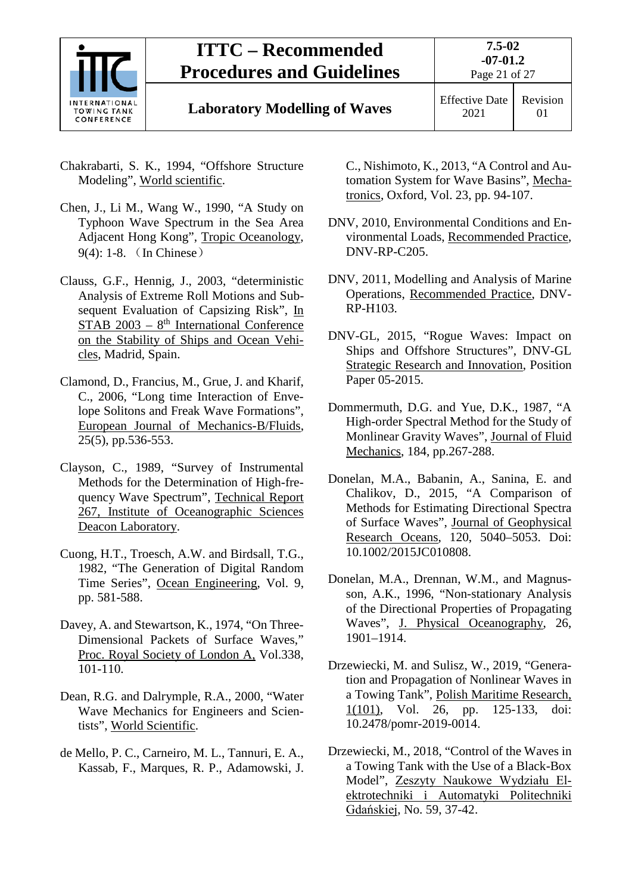Chakrabarti, S. K., 1994, "Offshore Structure Modeling", World scientific.

Chen, J., Li M., Wang W., 1990, "A Study on Typhoon Wave Spectrum in the Sea Area Adjacent Hong Kong", Tropic Oceanology, 9(4): 1-8. （In Chinese）

Clauss, G.F., Hennig, J., 2003, "deterministic Analysis of Extreme Roll Motions and Subsequent Evaluation of Capsizing Risk", In STAB 2003 – 8th International Conference on the Stability of Ships and Ocean Vehicles, Madrid, Spain.

Clamond, D., Francius, M., Grue, J. and Kharif, C., 2006, "Long time Interaction of Envelope Solitons and Freak Wave Formations", European Journal of Mechanics-B/Fluids, 25(5), pp.536-553.

Clayson, C., 1989, "Survey of Instrumental Methods for the Determination of High-frequency Wave Spectrum", Technical Report 267, Institute of Oceanographic Sciences Deacon Laboratory.

Cuong, H.T., Troesch, A.W. and Birdsall, T.G., 1982, "The Generation of Digital Random Time Series", Ocean Engineering, Vol. 9, pp. 581-588.

Davey, A. and Stewartson, K., 1974, "On Three-Dimensional Packets of Surface Waves," Proc. Royal Society of London A, Vol.338, 101-110.

Dean, R.G. and Dalrymple, R.A., 2000, "Water Wave Mechanics for Engineers and Scientists", World Scientific.

de Mello, P. C., Carneiro, M. L., Tannuri, E. A., Kassab, F., Marques, R. P., Adamowski, J. C., Nishimoto, K., 2013, "A Control and Automation System for Wave Basins", Mechatronics, Oxford, Vol. 23, pp. 94-107.

DNV, 2010, Environmental Conditions and Environmental Loads, Recommended Practice, DNV-RP-C205.

DNV, 2011, Modelling and Analysis of Marine Operations, Recommended Practice, DNV-RP-H103.

DNV-GL, 2015, "Rogue Waves: Impact on Ships and Offshore Structures", DNV-GL Strategic Research and Innovation, Position Paper 05-2015.

Dommermuth, D.G. and Yue, D.K., 1987, "A High-order Spectral Method for the Study of Monlinear Gravity Waves", Journal of Fluid Mechanics, 184, pp.267-288.

Donelan, M.A., Babanin, A., Sanina, E. and Chalikov, D., 2015, "A Comparison of Methods for Estimating Directional Spectra of Surface Waves", Journal of Geophysical Research Oceans, 120, 5040–5053. Doi: 10.1002/2015JC010808.

Donelan, M.A., Drennan, W.M., and Magnusson, A.K., 1996, "Non-stationary Analysis of the Directional Properties of Propagating Waves", J. Physical Oceanography, 26, 1901–1914.

Drzewiecki, M. and Sulisz, W., 2019, "Generation and Propagation of Nonlinear Waves in a Towing Tank", Polish Maritime Research, 1(101), Vol. 26, pp. 125-133, doi: 10.2478/pomr-2019-0014.

Drzewiecki, M., 2018, "Control of the Waves in a Towing Tank with the Use of a Black-Box Model", Zeszyty Naukowe Wydziału Elektrotechniki i Automatyki Politechniki Gdańskiej, No. 59, 37-42.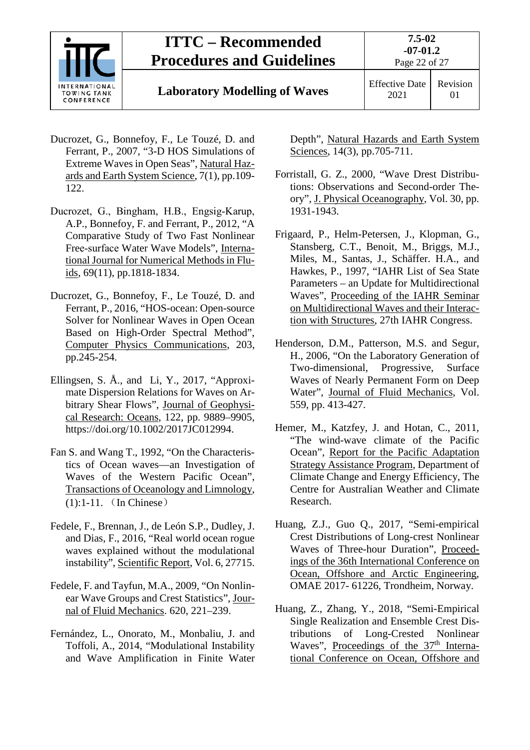Ducrozet, G., Bonnefoy, F., Le Touzé, D. and Ferrant, P., 2007, "3-D HOS Simulations of Extreme Waves in Open Seas", Natural Hazards and Earth System Science, 7(1), pp.109-122.

Ducrozet, G., Bingham, H.B., Engsig-Karup, A.P., Bonnefoy, F. and Ferrant, P., 2012, "A Comparative Study of Two Fast Nonlinear Free-surface Water Wave Models", International Journal for Numerical Methods in Fluids, 69(11), pp.1818-1834.

Ducrozet, G., Bonnefoy, F., Le Touzé, D. and Ferrant, P., 2016, "HOS-ocean: Open-source Solver for Nonlinear Waves in Open Ocean Based on High-Order Spectral Method", Computer Physics Communications, 203, pp.245-254.

Ellingsen, S. Å., and Li, Y., 2017, "Approximate Dispersion Relations for Waves on Arbitrary Shear Flows", Journal of Geophysical Research: Oceans, 122, pp. 9889–9905, https://doi.org/10.1002/2017JC012994.

Fan S. and Wang T., 1992, "On the Characteristics of Ocean waves—an Investigation of Waves of the Western Pacific Ocean", Transactions of Oceanology and Limnology, (1):1-11. （In Chinese）

Fedele, F., Brennan, J., de León S.P., Dudley, J. and Dias, F., 2016, "Real world ocean rogue waves explained without the modulational instability", Scientific Report, Vol. 6, 27715.

Fedele, F. and Tayfun, M.A., 2009, "On Nonlinear Wave Groups and Crest Statistics", Journal of Fluid Mechanics. 620, 221–239.

Fernández, L., Onorato, M., Monbaliu, J. and Toffoli, A., 2014, "Modulational Instability and Wave Amplification in Finite Water Depth", Natural Hazards and Earth System Sciences, 14(3), pp.705-711.

Forristall, G. Z., 2000, "Wave Drest Distributions: Observations and Second-order Theory", J. Physical Oceanography, Vol. 30, pp. 1931-1943.

Frigaard, P., Helm-Petersen, J., Klopman, G., Stansberg, C.T., Benoit, M., Briggs, M.J., Miles, M., Santas, J., Schäffer. H.A., and Hawkes, P., 1997, "IAHR List of Sea State Parameters – an Update for Multidirectional Waves", Proceeding of the IAHR Seminar on Multidirectional Waves and their Interaction with Structures, 27th IAHR Congress.

Henderson, D.M., Patterson, M.S. and Segur, H., 2006, "On the Laboratory Generation of Two-dimensional, Progressive, Surface Waves of Nearly Permanent Form on Deep Water", Journal of Fluid Mechanics, Vol. 559, pp. 413-427.

Hemer, M., Katzfey, J. and Hotan, C., 2011, "The wind-wave climate of the Pacific Ocean", Report for the Pacific Adaptation Strategy Assistance Program, Department of Climate Change and Energy Efficiency, The Centre for Australian Weather and Climate Research.

Huang, Z.J., Guo Q., 2017, "Semi-empirical Crest Distributions of Long-crest Nonlinear Waves of Three-hour Duration", Proceedings of the 36th International Conference on Ocean, Offshore and Arctic Engineering, OMAE 2017- 61226, Trondheim, Norway.

Huang, Z., Zhang, Y., 2018, "Semi-Empirical Single Realization and Ensemble Crest Distributions of Long-Crested Nonlinear Waves", Proceedings of the 37th International Conference on Ocean, Offshore and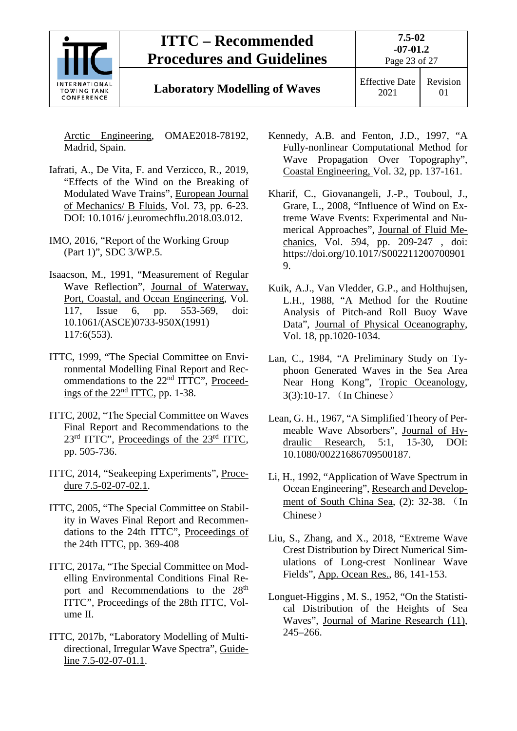Arctic Engineering, OMAE2018-78192, Madrid, Spain.

Iafrati, A., De Vita, F. and Verzicco, R., 2019, "Effects of the Wind on the Breaking of Modulated Wave Trains", European Journal of Mechanics/ B Fluids, Vol. 73, pp. 6-23. DOI: 10.1016/ j.euromechflu.2018.03.012.

IMO, 2016, "Report of the Working Group (Part 1)", SDC 3/WP.5.

Isaacson, M., 1991, "Measurement of Regular Wave Reflection", Journal of Waterway, Port, Coastal, and Ocean Engineering, Vol. 117, Issue 6, pp. 553-569, doi: 10.1061/(ASCE)0733-950X(1991) 117:6(553).

ITTC, 1999, "The Special Committee on Environmental Modelling Final Report and Recommendations to the 22nd ITTC", Proceedings of the 22nd ITTC, pp. 1-38.

ITTC, 2002, "The Special Committee on Waves Final Report and Recommendations to the 23rd ITTC", Proceedings of the 23rd ITTC, pp. 505-736.

ITTC, 2014, "Seakeeping Experiments", Procedure 7.5-02-07-02.1.

ITTC, 2005, "The Special Committee on Stability in Waves Final Report and Recommendations to the 24th ITTC", Proceedings of the 24th ITTC, pp. 369-408

ITTC, 2017a, "The Special Committee on Modelling Environmental Conditions Final Report and Recommendations to the 28th ITTC", Proceedings of the 28th ITTC, Volume II.

ITTC, 2017b, "Laboratory Modelling of Multidirectional, Irregular Wave Spectra", Guideline 7.5-02-07-01.1.

Kennedy, A.B. and Fenton, J.D., 1997, "A Fully-nonlinear Computational Method for Wave Propagation Over Topography", Coastal Engineering, Vol. 32, pp. 137-161.

Kharif, C., Giovanangeli, J.-P., Touboul, J., Grare, L., 2008, "Influence of Wind on Extreme Wave Events: Experimental and Numerical Approaches", Journal of Fluid Mechanics, Vol. 594, pp. 209-247 , doi: https://doi.org/10.1017/S0022112007009019.

Kuik, A.J., Van Vledder, G.P., and Holthujsen, L.H., 1988, "A Method for the Routine Analysis of Pitch-and Roll Buoy Wave Data", Journal of Physical Oceanography, Vol. 18, pp.1020-1034.

Lan, C., 1984, "A Preliminary Study on Typhoon Generated Waves in the Sea Area Near Hong Kong", Tropic Oceanology, 3(3):10-17. （In Chinese）

Lean, G. H., 1967, "A Simplified Theory of Permeable Wave Absorbers", Journal of Hydraulic Research, 5:1, 15-30, DOI: 10.1080/00221686709500187.

Li, H., 1992, "Application of Wave Spectrum in Ocean Engineering", Research and Development of South China Sea, (2): 32-38. （In Chinese）

Liu, S., Zhang, and X., 2018, "Extreme Wave Crest Distribution by Direct Numerical Simulations of Long-crest Nonlinear Wave Fields", App. Ocean Res., 86, 141-153.

Longuet-Higgins , M. S., 1952, "On the Statistical Distribution of the Heights of Sea Waves", Journal of Marine Research (11), 245–266.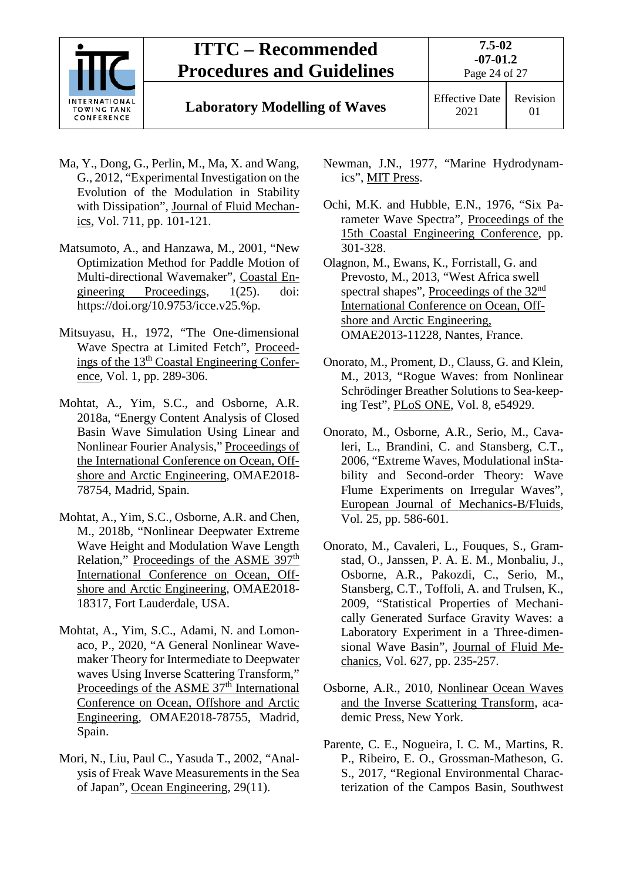Ma, Y., Dong, G., Perlin, M., Ma, X. and Wang, G., 2012, "Experimental Investigation on the Evolution of the Modulation in Stability with Dissipation", Journal of Fluid Mechanics, Vol. 711, pp. 101-121.

Matsumoto, A., and Hanzawa, M., 2001, "New Optimization Method for Paddle Motion of Multi-directional Wavemaker", Coastal Engineering Proceedings, 1(25). doi: https://doi.org/10.9753/icce.v25.%p.

Mitsuyasu, H., 1972, "The One-dimensional Wave Spectra at Limited Fetch", Proceedings of the 13th Coastal Engineering Conference, Vol. 1, pp. 289-306.

Mohtat, A., Yim, S.C., and Osborne, A.R. 2018a, "Energy Content Analysis of Closed Basin Wave Simulation Using Linear and Nonlinear Fourier Analysis", Proceedings of the International Conference on Ocean, Offshore and Arctic Engineering, OMAE2018-78754, Madrid, Spain.

Mohtat, A., Yim, S.C., Osborne, A.R. and Chen, M., 2018b, "Nonlinear Deepwater Extreme Wave Height and Modulation Wave Length Relation," Proceedings of the ASME 397th International Conference on Ocean, Offshore and Arctic Engineering, OMAE2018-18317, Fort Lauderdale, USA.

Mohtat, A., Yim, S.C., Adami, N. and Lomonaco, P., 2020, "A General Nonlinear Wavemaker Theory for Intermediate to Deepwater waves Using Inverse Scattering Transform," Proceedings of the ASME 37th International Conference on Ocean, Offshore and Arctic Engineering, OMAE2018-78755, Madrid, Spain.

Mori, N., Liu, Paul C., Yasuda T., 2002, "Analysis of Freak Wave Measurements in the Sea of Japan", Ocean Engineering, 29(11).

Newman, J.N., 1977, "Marine Hydrodynamics", MIT Press.

Ochi, M.K. and Hubble, E.N., 1976, "Six Parameter Wave Spectra", Proceedings of the 15th Coastal Engineering Conference, pp. 301-328.

Olagnon, M., Ewans, K., Forristall, G. and Prevosto, M., 2013, "West Africa swell spectral shapes", Proceedings of the 32nd International Conference on Ocean, Offshore and Arctic Engineering, OMAE2013-11228, Nantes, France.

Onorato, M., Proment, D., Clauss, G. and Klein, M., 2013, "Rogue Waves: from Nonlinear Schrödinger Breather Solutions to Sea-keeping Test", PLoS ONE, Vol. 8, e54929.

Onorato, M., Osborne, A.R., Serio, M., Cavaleri, L., Brandini, C. and Stansberg, C.T., 2006, "Extreme Waves, Modulational inStability and Second-order Theory: Wave Flume Experiments on Irregular Waves", European Journal of Mechanics-B/Fluids, Vol. 25, pp. 586-601.

Onorato, M., Cavaleri, L., Fouques, S., Gramstad, O., Janssen, P. A. E. M., Monbaliu, J., Osborne, A.R., Pakozdi, C., Serio, M., Stansberg, C.T., Toffoli, A. and Trulsen, K., 2009, "Statistical Properties of Mechanically Generated Surface Gravity Waves: a Laboratory Experiment in a Three-dimensional Wave Basin", Journal of Fluid Mechanics, Vol. 627, pp. 235-257.

Osborne, A.R., 2010, Nonlinear Ocean Waves and the Inverse Scattering Transform, academic Press, New York.

Parente, C. E., Nogueira, I. C. M., Martins, R. P., Ribeiro, E. O., Grossman-Matheson, G. S., 2017, "Regional Environmental Characterization of the Campos Basin, Southwest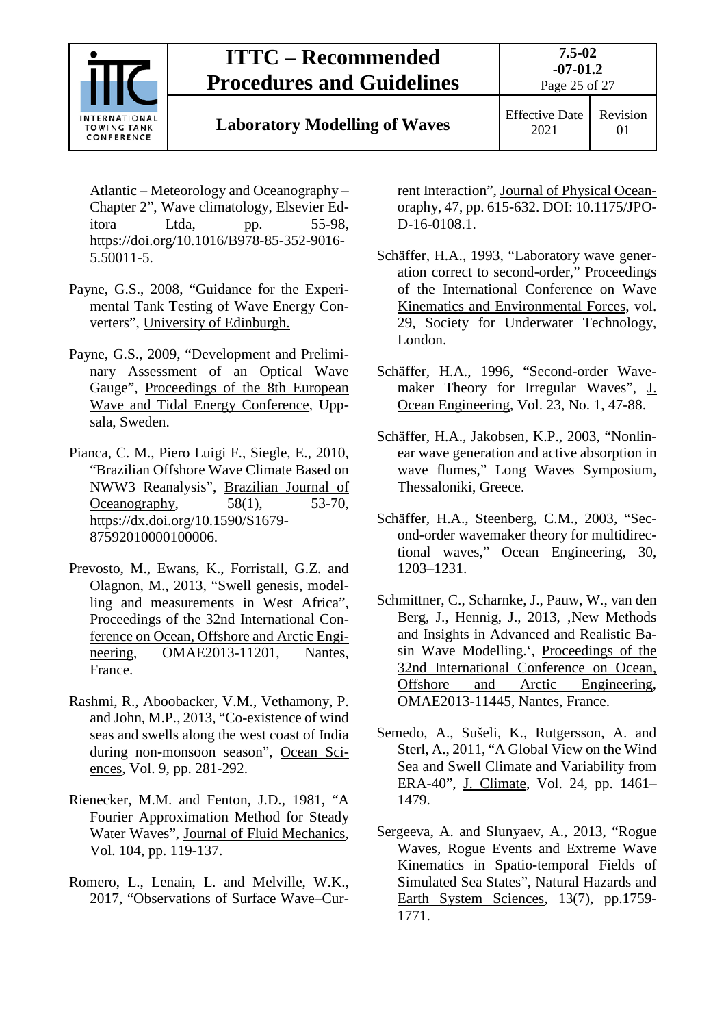Atlantic – Meteorology and Oceanography – Chapter 2", Wave climatology, Elsevier Editora Ltda, pp. 55-98, https://doi.org/10.1016/B978-85-352-9016-5.50011-5.

Payne, G.S., 2008, "Guidance for the Experimental Tank Testing of Wave Energy Converters", University of Edinburgh.

Payne, G.S., 2009, "Development and Preliminary Assessment of an Optical Wave Gauge", Proceedings of the 8th European Wave and Tidal Energy Conference, Uppsala, Sweden.

Pianca, C. M., Piero Luigi F., Siegle, E., 2010, "Brazilian Offshore Wave Climate Based on NWW3 Reanalysis", Brazilian Journal of Oceanography, 58(1), 53-70, https://dx.doi.org/10.1590/S1679-87592010000100006.

Prevosto, M., Ewans, K., Forristall, G.Z. and Olagnon, M., 2013, "Swell genesis, modelling and measurements in West Africa", Proceedings of the 32nd International Conference on Ocean, Offshore and Arctic Engineering, OMAE2013-11201, Nantes, France.

Rashmi, R., Aboobacker, V.M., Vethamony, P. and John, M.P., 2013, "Co-existence of wind seas and swells along the west coast of India during non-monsoon season", Ocean Sciences, Vol. 9, pp. 281-292.

Rienecker, M.M. and Fenton, J.D., 1981, "A Fourier Approximation Method for Steady Water Waves", Journal of Fluid Mechanics, Vol. 104, pp. 119-137.

Romero, L., Lenain, L. and Melville, W.K., 2017, "Observations of Surface Wave–Current Interaction", Journal of Physical Oceanography, 47, pp. 615-632. DOI: 10.1175/JPO-D-16-0108.1.

Schäffer, H.A., 1993, "Laboratory wave generation correct to second-order," Proceedings of the International Conference on Wave Kinematics and Environmental Forces, vol. 29, Society for Underwater Technology, London.

Schäffer, H.A., 1996, "Second-order Wavemaker Theory for Irregular Waves", J. Ocean Engineering, Vol. 23, No. 1, 47-88.

Schäffer, H.A., Jakobsen, K.P., 2003, "Nonlinear wave generation and active absorption in wave flumes," Long Waves Symposium, Thessaloniki, Greece.

Schäffer, H.A., Steenberg, C.M., 2003, "Second-order wavemaker theory for multidirectional waves," Ocean Engineering, 30, 1203–1231.

Schmittner, C., Scharnke, J., Pauw, W., van den Berg, J., Hennig, J., 2013, ‚New Methods and Insights in Advanced and Realistic Basin Wave Modelling.', Proceedings of the 32nd International Conference on Ocean, Offshore and Arctic Engineering, OMAE2013-11445, Nantes, France.

Semedo, A., Sušeli, K., Rutgersson, A. and Sterl, A., 2011, "A Global View on the Wind Sea and Swell Climate and Variability from ERA-40", J. Climate, Vol. 24, pp. 1461–1479.

Sergeeva, A. and Slunyaev, A., 2013, "Rogue Waves, Rogue Events and Extreme Wave Kinematics in Spatio-temporal Fields of Simulated Sea States", Natural Hazards and Earth System Sciences, 13(7), pp.1759-1771.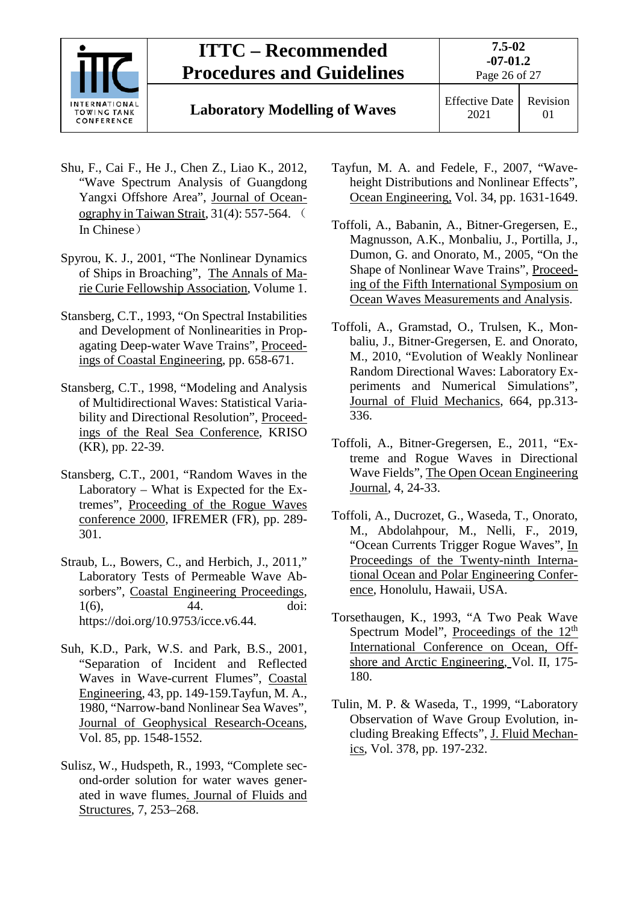Shu, F., Cai F., He J., Chen Z., Liao K., 2012, "Wave Spectrum Analysis of Guangdong Yangxi Offshore Area", Journal of Oceanography in Taiwan Strait, 31(4): 557-564. （In Chinese）

Spyrou, K. J., 2001, "The Nonlinear Dynamics of Ships in Broaching", The Annals of Marie Curie Fellowship Association, Volume 1.

Stansberg, C.T., 1993, "On Spectral Instabilities and Development of Nonlinearities in Propagating Deep-water Wave Trains", Proceedings of Coastal Engineering, pp. 658-671.

Stansberg, C.T., 1998, "Modeling and Analysis of Multidirectional Waves: Statistical Variability and Directional Resolution", Proceedings of the Real Sea Conference, KRISO (KR), pp. 22-39.

Stansberg, C.T., 2001, "Random Waves in the Laboratory – What is Expected for the Extremes", Proceeding of the Rogue Waves conference 2000, IFREMER (FR), pp. 289-301.

Straub, L., Bowers, C., and Herbich, J., 2011," Laboratory Tests of Permeable Wave Absorbers", Coastal Engineering Proceedings, 1(6), 44. doi: https://doi.org/10.9753/icce.v6.44.

Suh, K.D., Park, W.S. and Park, B.S., 2001, "Separation of Incident and Reflected Waves in Wave-current Flumes", Coastal Engineering, 43, pp. 149-159.Tayfun, M. A., 1980, "Narrow-band Nonlinear Sea Waves", Journal of Geophysical Research-Oceans, Vol. 85, pp. 1548-1552.

Sulisz, W., Hudspeth, R., 1993, "Complete second-order solution for water waves generated in wave flumes. Journal of Fluids and Structures, 7, 253–268.

Tayfun, M. A. and Fedele, F., 2007, "Wave-height Distributions and Nonlinear Effects", Ocean Engineering, Vol. 34, pp. 1631-1649.

Toffoli, A., Babanin, A., Bitner-Gregersen, E., Magnusson, A.K., Monbaliu, J., Portilla, J., Dumon, G. and Onorato, M., 2005, "On the Shape of Nonlinear Wave Trains", Proceeding of the Fifth International Symposium on Ocean Waves Measurements and Analysis.

Toffoli, A., Gramstad, O., Trulsen, K., Monbaliu, J., Bitner-Gregersen, E. and Onorato, M., 2010, "Evolution of Weakly Nonlinear Random Directional Waves: Laboratory Experiments and Numerical Simulations", Journal of Fluid Mechanics, 664, pp.313-336.

Toffoli, A., Bitner-Gregersen, E., 2011, "Extreme and Rogue Waves in Directional Wave Fields", The Open Ocean Engineering Journal, 4, 24-33.

Toffoli, A., Ducrozet, G., Waseda, T., Onorato, M., Abdolahpour, M., Nelli, F., 2019, "Ocean Currents Trigger Rogue Waves", In Proceedings of the Twenty-ninth International Ocean and Polar Engineering Conference, Honolulu, Hawaii, USA.

Torsethaugen, K., 1993, "A Two Peak Wave Spectrum Model", Proceedings of the 12th International Conference on Ocean, Offshore and Arctic Engineering, Vol. II, 175-180.

Tulin, M. P. & Waseda, T., 1999, "Laboratory Observation of Wave Group Evolution, including Breaking Effects", J. Fluid Mechanics, Vol. 378, pp. 197-232.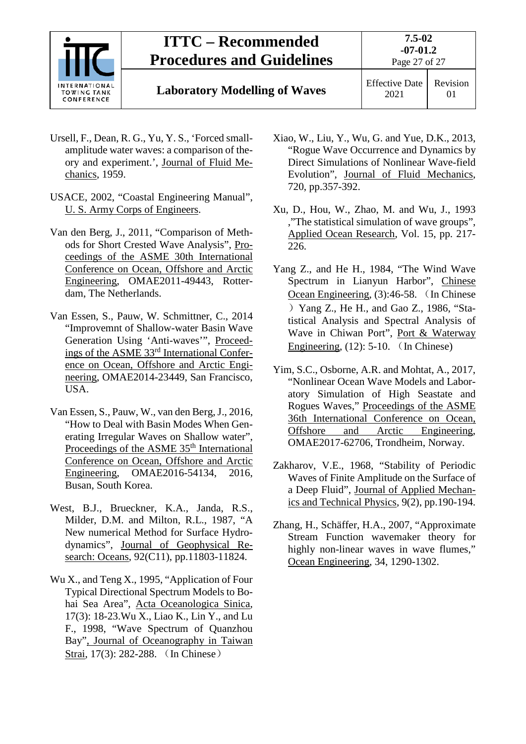Ursell, F., Dean, R. G., Yu, Y. S., 'Forced small-amplitude water waves: a comparison of theory and experiment.', Journal of Fluid Mechanics, 1959.

USACE, 2002, "Coastal Engineering Manual", U. S. Army Corps of Engineers.

Van den Berg, J., 2011, "Comparison of Methods for Short Crested Wave Analysis", Proceedings of the ASME 30th International Conference on Ocean, Offshore and Arctic Engineering, OMAE2011-49443, Rotterdam, The Netherlands.

Van Essen, S., Pauw, W. Schmittner, C., 2014 "Improvemnt of Shallow-water Basin Wave Generation Using 'Anti-waves'", Proceedings of the ASME 33rd International Conference on Ocean, Offshore and Arctic Engineering, OMAE2014-23449, San Francisco, USA.

Van Essen, S., Pauw, W., van den Berg, J., 2016, "How to Deal with Basin Modes When Generating Irregular Waves on Shallow water", Proceedings of the ASME 35th International Conference on Ocean, Offshore and Arctic Engineering, OMAE2016-54134, 2016, Busan, South Korea.

West, B.J., Brueckner, K.A., Janda, R.S., Milder, D.M. and Milton, R.L., 1987, "A New numerical Method for Surface Hydrodynamics", Journal of Geophysical Research: Oceans, 92(C11), pp.11803-11824.

Wu X., and Teng X., 1995, "Application of Four Typical Directional Spectrum Models to Bohai Sea Area", Acta Oceanologica Sinica, 17(3): 18-23.Wu X., Liao K., Lin Y., and Lu F., 1998, "Wave Spectrum of Quanzhou Bay", Journal of Oceanography in Taiwan Strai, 17(3): 282-288. （In Chinese）

Xiao, W., Liu, Y., Wu, G. and Yue, D.K., 2013, "Rogue Wave Occurrence and Dynamics by Direct Simulations of Nonlinear Wave-field Evolution", Journal of Fluid Mechanics, 720, pp.357-392.

Xu, D., Hou, W., Zhao, M. and Wu, J., 1993 ,"The statistical simulation of wave groups", Applied Ocean Research, Vol. 15, pp. 217-226.

Yang Z., and He H., 1984, "The Wind Wave Spectrum in Lianyun Harbor", Chinese Ocean Engineering, (3):46-58. （In Chinese） Yang Z., He H., and Gao Z., 1986, "Statistical Analysis and Spectral Analysis of Wave in Chiwan Port", Port & Waterway Engineering, (12): 5-10. （In Chinese）

Yim, S.C., Osborne, A.R. and Mohtat, A., 2017, "Nonlinear Ocean Wave Models and Laboratory Simulation of High Seastate and Rogues Waves," Proceedings of the ASME 36th International Conference on Ocean, Offshore and Arctic Engineering, OMAE2017-62706, Trondheim, Norway.

Zakharov, V.E., 1968, "Stability of Periodic Waves of Finite Amplitude on the Surface of a Deep Fluid", Journal of Applied Mechanics and Technical Physics, 9(2), pp.190-194.

Zhang, H., Schäffer, H.A., 2007, "Approximate Stream Function wavemaker theory for highly non-linear waves in wave flumes," Ocean Engineering, 34, 1290-1302.